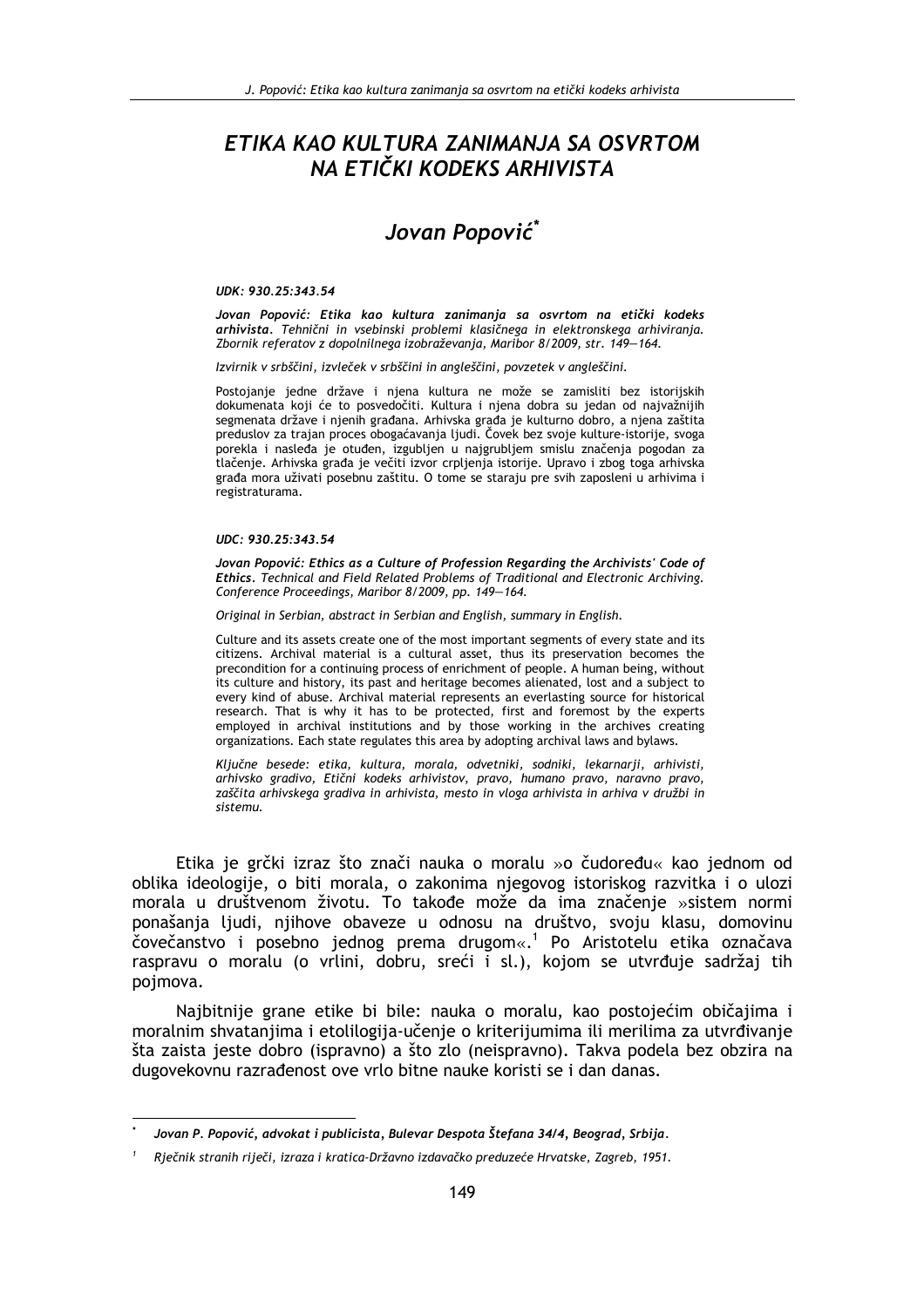# ETIKA KAO KULTURA ZANIMANJA SA OSVRTOM NA ETIČKI KODEKS ARHIVISTA

## Jovan Popović*

***UDK: 930.25:343.54***

***Jovan Popović: Etika kao kultura zanimanja sa osvrtom na etički kodeks arhivista.*** *Tehnični in vsebinski problemi klasičnega in elektronskega arhiviranja. Zbornik referatov z dopolnilnega izobraževanja, Maribor 8/2009, str. 149—164.*

*Izvirnik v srbščini, izvleček v srbščini in angleščini, povzetek v angleščini.*

*Postojanje jedne države i njena kultura ne može se zamisliti bez istorijskih dokumenata koji će to posvedočiti. Kultura i njena dobra su jedan od najvažnijih segmenata države i njenih građana. Arhivska građa je kulturno dobro, a njena zaštita preduslov za trajan proces obogaćavanja ljudi. Čovek bez svoje kulture-istorije, svoga porekla i nasleđa je otuđen, izgubljen u najgrubljem smislu značenja pogodan za tlačenje. Arhivska građa je večiti izvor crpljenja istorije. Upravo i zbog toga arhivska građa mora uživati posebnu zaštitu. O tome se staraju pre svih zaposleni u arhivima i registraturama.*

***UDC: 930.25:343.54***

***Jovan Popović: Ethics as a Culture of Profession Regarding the Archivists' Code of Ethics.*** *Technical and Field Related Problems of Traditional and Electronic Archiving. Conference Proceedings, Maribor 8/2009, pp. 149—164.*

*Original in Serbian, abstract in Serbian and English, summary in English.*

*Culture and its assets create one of the most important segments of every state and its citizens. Archival material is a cultural asset, thus its preservation becomes the precondition for a continuing process of enrichment of people. A human being, without its culture and history, its past and heritage becomes alienated, lost and a subject to every kind of abuse. Archival material represents an everlasting source for historical research. That is why it has to be protected, first and foremost by the experts employed in archival institutions and by those working in the archives creating organizations. Each state regulates this area by adopting archival laws and bylaws.*

*Ključne besede: etika, kultura, morala, odvetniki, sodniki, lekarnarji, arhivisti, arhivsko gradivo, Etični kodeks arhivistov, pravo, humano pravo, naravno pravo, zaščita arhivskega gradiva in arhivista, mesto in vloga arhivista in arhiva v družbi in sistemu.*

Etika je grčki izraz što znači nauka o moralu »o čudoređu« kao jednom od oblika ideologije, o biti morala, o zakonima njegovog istoriskog razvitka i o ulozi morala u društvenom životu. To takođe može da ima značenje »sistem normi ponašanja ljudi, njihove obaveze u odnosu na društvo, svoju klasu, domovinu čovečanstvo i posebno jednog prema drugom«.[1] Po Aristotelu etika označava raspravu o moralu (o vrlini, dobru, sreći i sl.), kojom se utvrđuje sadržaj tih pojmova.

Najbitnije grane etike bi bile: nauka o moralu, kao postojećim običajima i moralnim shvatanjima i etolilogija-učenje o kriterijumima ili merilima za utvrđivanje šta zaista jeste dobro (ispravno) a što zlo (neispravno). Takva podela bez obzira na dugovekovnu razrađenost ove vrlo bitne nauke koristi se i dan danas.

---

\* *Jovan P. Popović, advokat i publicista, Bulevar Despota Štefana 34/4, Beograd, Srbija.*

[1] *Rječnik stranih riječi, izraza i kratica-Državno izdavačko preduzeće Hrvatske, Zagreb, 1951.*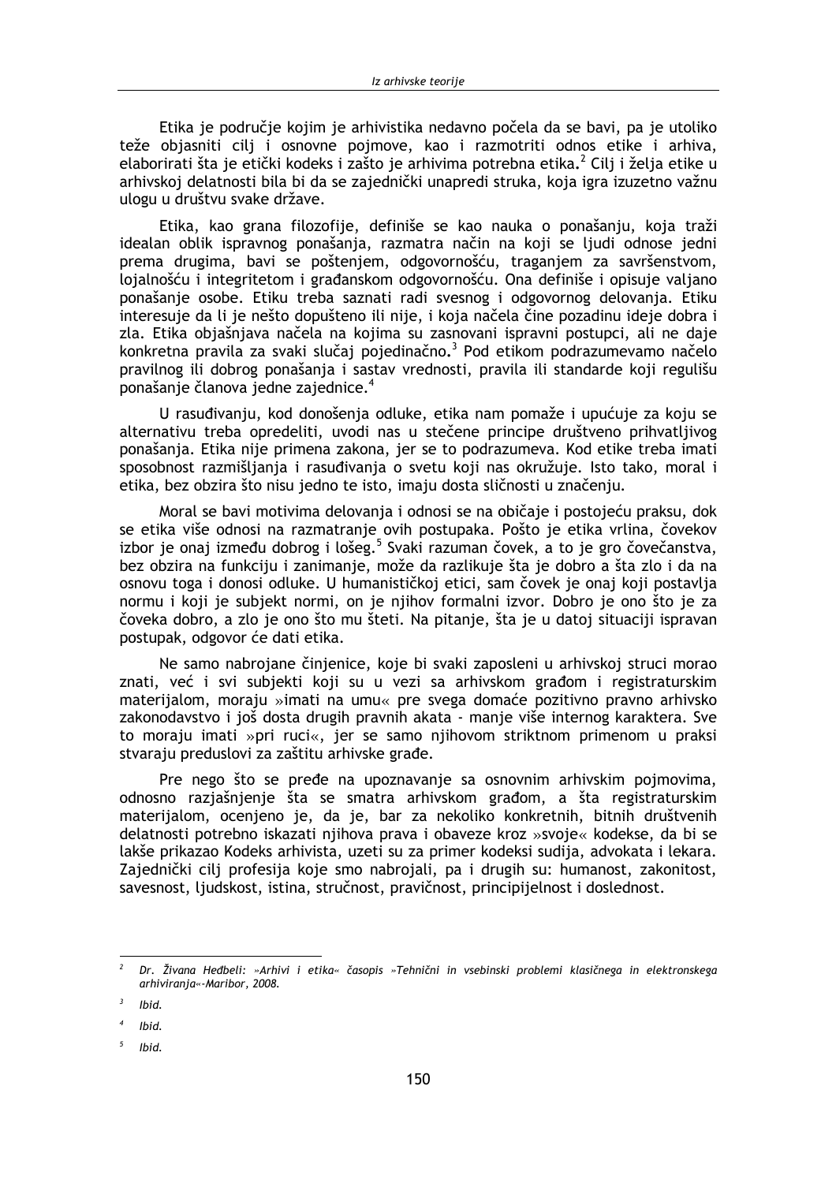Etika je područje kojim je arhivistika nedavno počela da se bavi, pa je utoliko teže objasniti cilj i osnovne pojmove, kao i razmotriti odnos etike i arhiva, elaborirati šta je etički kodeks i zašto je arhivima potrebna etika.[2] Cilj i želja etike u arhivskoj delatnosti bila bi da se zajednički unapredi struka, koja igra izuzetno važnu ulogu u društvu svake države.

Etika, kao grana filozofije, definiše se kao nauka o ponašanju, koja traži idealan oblik ispravnog ponašanja, razmatra način na koji se ljudi odnose jedni prema drugima, bavi se poštenjem, odgovornošću, traganjem za savršenstvom, lojalnošću i integritetom i građanskom odgovornošću. Ona definiše i opisuje valjano ponašanje osobe. Etiku treba saznati radi svesnog i odgovornog delovanja. Etiku interesuje da li je nešto dopušteno ili nije, i koja načela čine pozadinu ideje dobra i zla. Etika objašnjava načela na kojima su zasnovani ispravni postupci, ali ne daje konkretna pravila za svaki slučaj pojedinačno.[3] Pod etikom podrazumevamo načelo pravilnog ili dobrog ponašanja i sastav vrednosti, pravila ili standarde koji regulišu ponašanje članova jedne zajednice.[4]

U rasuđivanju, kod donošenja odluke, etika nam pomaže i upućuje za koju se alternativu treba opredeliti, uvodi nas u stečene principe društveno prihvatljivog ponašanja. Etika nije primena zakona, jer se to podrazumeva. Kod etike treba imati sposobnost razmišljanja i rasuđivanja o svetu koji nas okružuje. Isto tako, moral i etika, bez obzira što nisu jedno te isto, imaju dosta sličnosti u značenju.

Moral se bavi motivima delovanja i odnosi se na običaje i postojeću praksu, dok se etika više odnosi na razmatranje ovih postupaka. Pošto je etika vrlina, čovekov izbor je onaj između dobrog i lošeg.[5] Svaki razuman čovek, a to je gro čovečanstva, bez obzira na funkciju i zanimanje, može da razlikuje šta je dobro a šta zlo i da na osnovu toga i donosi odluke. U humanističkoj etici, sam čovek je onaj koji postavlja normu i koji je subjekt normi, on je njihov formalni izvor. Dobro je ono što je za čoveka dobro, a zlo je ono što mu šteti. Na pitanje, šta je u datoj situaciji ispravan postupak, odgovor će dati etika.

Ne samo nabrojane činjenice, koje bi svaki zaposleni u arhivskoj struci morao znati, već i svi subjekti koji su u vezi sa arhivskom građom i registraturskim materijalom, moraju »imati na umu« pre svega domaće pozitivno pravno arhivsko zakonodavstvo i još dosta drugih pravnih akata - manje više internog karaktera. Sve to moraju imati »pri ruci«, jer se samo njihovom striktnom primenom u praksi stvaraju preduslovi za zaštitu arhivske građe.

Pre nego što se pređe na upoznavanje sa osnovnim arhivskim pojmovima, odnosno razjašnjenje šta se smatra arhivskom građom, a šta registraturskim materijalom, ocenjeno je, da je, bar za nekoliko konkretnih, bitnih društvenih delatnosti potrebno iskazati njihova prava i obaveze kroz »svoje« kodekse, da bi se lakše prikazao Kodeks arhivista, uzeti su za primer kodeksi sudija, advokata i lekara. Zajednički cilj profesija koje smo nabrojali, pa i drugih su: humanost, zakonitost, savesnost, ljudskost, istina, stručnost, pravičnost, principijelnost i doslednost.

---

[2] *Dr. Živana Heđbeli: »Arhivi i etika« časopis »Tehnični in vsebinski problemi klasičnega in elektronskega arhiviranja«-Maribor, 2008.*

[3] *Ibid.*

[4] *Ibid.*

[5] *Ibid.*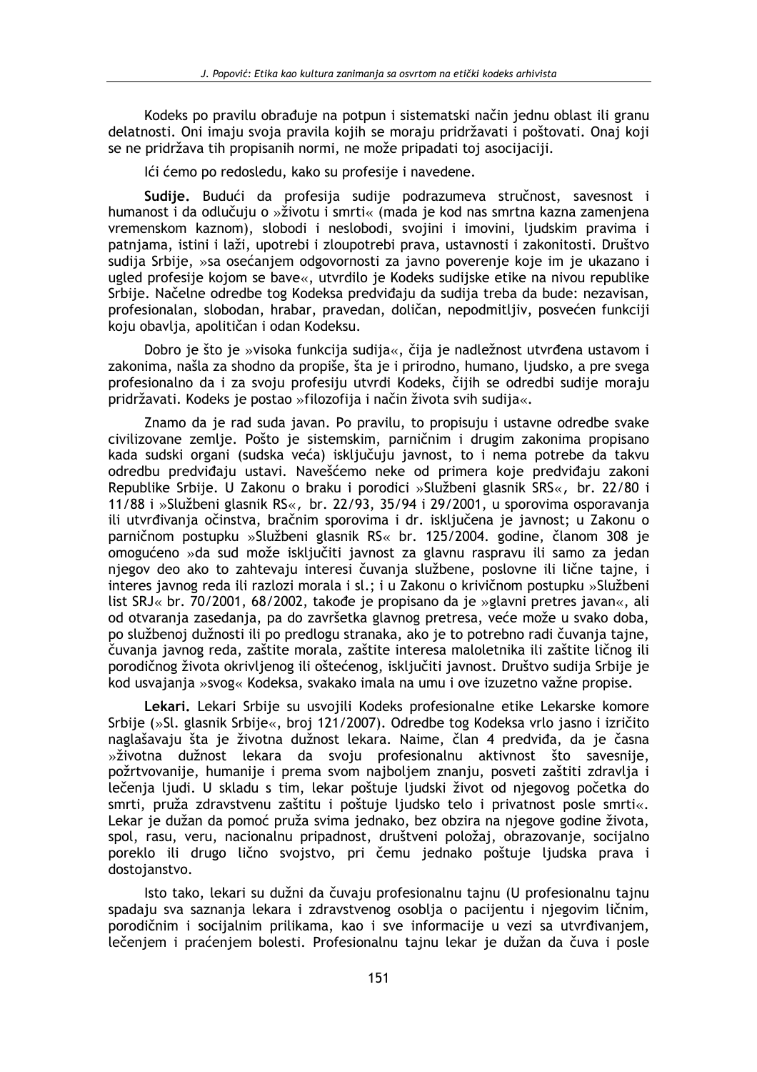Kodeks po pravilu obrađuje na potpun i sistematski način jednu oblast ili granu delatnosti. Oni imaju svoja pravila kojih se moraju pridržavati i poštovati. Onaj koji se ne pridržava tih propisanih normi, ne može pripadati toj asocijaciji.

Ići ćemo po redosledu, kako su profesije i navedene.

**Sudije.** Budući da profesija sudije podrazumeva stručnost, savesnost i humanost i da odlučuju o »životu i smrti« (mada je kod nas smrtna kazna zamenjena vremenskom kaznom), slobodi i neslobodi, svojini i imovini, ljudskim pravima i patnjama, istini i laži, upotrebi i zloupotrebi prava, ustavnosti i zakonitosti. Društvo sudija Srbije, »sa osećanjem odgovornosti za javno poverenje koje im je ukazano i ugled profesije kojom se bave«, utvrdilo je Kodeks sudijske etike na nivou republike Srbije. Načelne odredbe tog Kodeksa predviđaju da sudija treba da bude: nezavisan, profesionalan, slobodan, hrabar, pravedan, doličan, nepodmitljiv, posvećen funkciji koju obavlja, apolitičan i odan Kodeksu.

Dobro je što je »visoka funkcija sudija«, čija je nadležnost utvrđena ustavom i zakonima, našla za shodno da propiše, šta je i prirodno, humano, ljudsko, a pre svega profesionalno da i za svoju profesiju utvrdi Kodeks, čijih se odredbi sudije moraju pridržavati. Kodeks je postao »filozofija i način života svih sudija«.

Znamo da je rad suda javan. Po pravilu, to propisuju i ustavne odredbe svake civilizovane zemlje. Pošto je sistemskim, parničnim i drugim zakonima propisano kada sudski organi (sudska veća) isključuju javnost, to i nema potrebe da takvu odredbu predviđaju ustavi. Navešćemo neke od primera koje predviđaju zakoni Republike Srbije. U Zakonu o braku i porodici »Službeni glasnik SRS«, br. 22/80 i 11/88 i »Službeni glasnik RS«, br. 22/93, 35/94 i 29/2001, u sporovima osporavanja ili utvrđivanja očinstva, bračnim sporovima i dr. isključena je javnost; u Zakonu o parničnom postupku »Službeni glasnik RS« br. 125/2004. godine, članom 308 je omogućeno »da sud može isključiti javnost za glavnu raspravu ili samo za jedan njegov deo ako to zahtevaju interesi čuvanja službene, poslovne ili lične tajne, i interes javnog reda ili razlozi morala i sl.; i u Zakonu o krivičnom postupku »Službeni list SRJ« br. 70/2001, 68/2002, takođe je propisano da je »glavni pretres javan«, ali od otvaranja zasedanja, pa do završetka glavnog pretresa, veće može u svako doba, po službenoj dužnosti ili po predlogu stranaka, ako je to potrebno radi čuvanja tajne, čuvanja javnog reda, zaštite morala, zaštite interesa maloletnika ili zaštite ličnog ili porodičnog života okrivljenog ili oštećenog, isključiti javnost. Društvo sudija Srbije je kod usvajanja »svog« Kodeksa, svakako imala na umu i ove izuzetno važne propise.

**Lekari.** Lekari Srbije su usvojili Kodeks profesionalne etike Lekarske komore Srbije (»Sl. glasnik Srbije«, broj 121/2007). Odredbe tog Kodeksa vrlo jasno i izričito naglašavaju šta je životna dužnost lekara. Naime, član 4 predviđa, da je časna »životna dužnost lekara da svoju profesionalnu aktivnost što savesnije, požrtvovanije, humanije i prema svom najboljem znanju, posveti zaštiti zdravlja i lečenja ljudi. U skladu s tim, lekar poštuje ljudski život od njegovog početka do smrti, pruža zdravstvenu zaštitu i poštuje ljudsko telo i privatnost posle smrti«. Lekar je dužan da pomoć pruža svima jednako, bez obzira na njegove godine života, spol, rasu, veru, nacionalnu pripadnost, društveni položaj, obrazovanje, socijalno poreklo ili drugo lično svojstvo, pri čemu jednako poštuje ljudska prava i dostojanstvo.

Isto tako, lekari su dužni da čuvaju profesionalnu tajnu (U profesionalnu tajnu spadaju sva saznanja lekara i zdravstvenog osoblja o pacijentu i njegovim ličnim, porodičnim i socijalnim prilikama, kao i sve informacije u vezi sa utvrđivanjem, lečenjem i praćenjem bolesti. Profesionalnu tajnu lekar je dužan da čuva i posle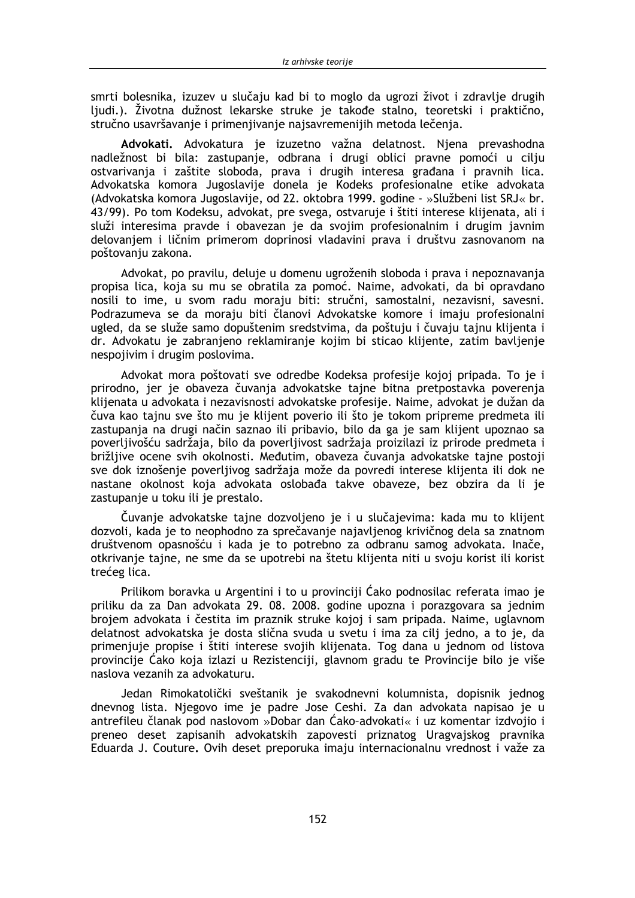smrti bolesnika, izuzev u slučaju kad bi to moglo da ugrozi život i zdravlje drugih ljudi.). Životna dužnost lekarske struke je takođe stalno, teoretski i praktično, stručno usavršavanje i primenjivanje najsavremenijih metoda lečenja.

**Advokati.** Advokatura je izuzetno važna delatnost. Njena prevashodna nadležnost bi bila: zastupanje, odbrana i drugi oblici pravne pomoći u cilju ostvarivanja i zaštite sloboda, prava i drugih interesa građana i pravnih lica. Advokatska komora Jugoslavije donela je Kodeks profesionalne etike advokata (Advokatska komora Jugoslavije, od 22. oktobra 1999. godine - »Službeni list SRJ« br. 43/99). Po tom Kodeksu, advokat, pre svega, ostvaruje i štiti interese klijenata, ali i služi interesima pravde i obavezan je da svojim profesionalnim i drugim javnim delovanjem i ličnim primerom doprinosi vladavini prava i društvu zasnovanom na poštovanju zakona.

Advokat, po pravilu, deluje u domenu ugroženih sloboda i prava i nepoznavanja propisa lica, koja su mu se obratila za pomoć. Naime, advokati, da bi opravdano nosili to ime, u svom radu moraju biti: stručni, samostalni, nezavisni, savesni. Podrazumeva se da moraju biti članovi Advokatske komore i imaju profesionalni ugled, da se služe samo dopuštenim sredstvima, da poštuju i čuvaju tajnu klijenta i dr. Advokatu je zabranjeno reklamiranje kojim bi sticao klijente, zatim bavljenje nespojivim i drugim poslovima.

Advokat mora poštovati sve odredbe Kodeksa profesije kojoj pripada. To je i prirodno, jer je obaveza čuvanja advokatske tajne bitna pretpostavka poverenja klijenata u advokata i nezavisnosti advokatske profesije. Naime, advokat je dužan da čuva kao tajnu sve što mu je klijent poverio ili što je tokom pripreme predmeta ili zastupanja na drugi način saznao ili pribavio, bilo da ga je sam klijent upoznao sa poverljivošću sadržaja, bilo da poverljivost sadržaja proizilazi iz prirode predmeta i brižljive ocene svih okolnosti. Međutim, obaveza čuvanja advokatske tajne postoji sve dok iznošenje poverljivog sadržaja može da povredi interese klijenta ili dok ne nastane okolnost koja advokata oslobađa takve obaveze, bez obzira da li je zastupanje u toku ili je prestalo.

Čuvanje advokatske tajne dozvoljeno je i u slučajevima: kada mu to klijent dozvoli, kada je to neophodno za sprečavanje najavljenog krivičnog dela sa znatnom društvenom opasnošću i kada je to potrebno za odbranu samog advokata. Inače, otkrivanje tajne, ne sme da se upotrebi na štetu klijenta niti u svoju korist ili korist trećeg lica.

Prilikom boravka u Argentini i to u provinciji Ćako podnosilac referata imao je priliku da za Dan advokata 29. 08. 2008. godine upozna i porazgovara sa jednim brojem advokata i čestita im praznik struke kojoj i sam pripada. Naime, uglavnom delatnost advokatska je dosta slična svuda u svetu i ima za cilj jedno, a to je, da primenjuje propise i štiti interese svojih klijenata. Tog dana u jednom od listova provincije Ćako koja izlazi u Rezistenciji, glavnom gradu te Provincije bilo je više naslova vezanih za advokaturu.

Jedan Rimokatolički sveštanik je svakodnevni kolumnista, dopisnik jednog dnevnog lista. Njegovo ime je padre Jose Ceshi. Za dan advokata napisao je u antrefileu članak pod naslovom »Dobar dan Ćako–advokati« i uz komentar izdvojio i preneo deset zapisanih advokatskih zapovesti priznatog Uragvajskog pravnika Eduarda J. Couture**.** Ovih deset preporuka imaju internacionalnu vrednost i važe za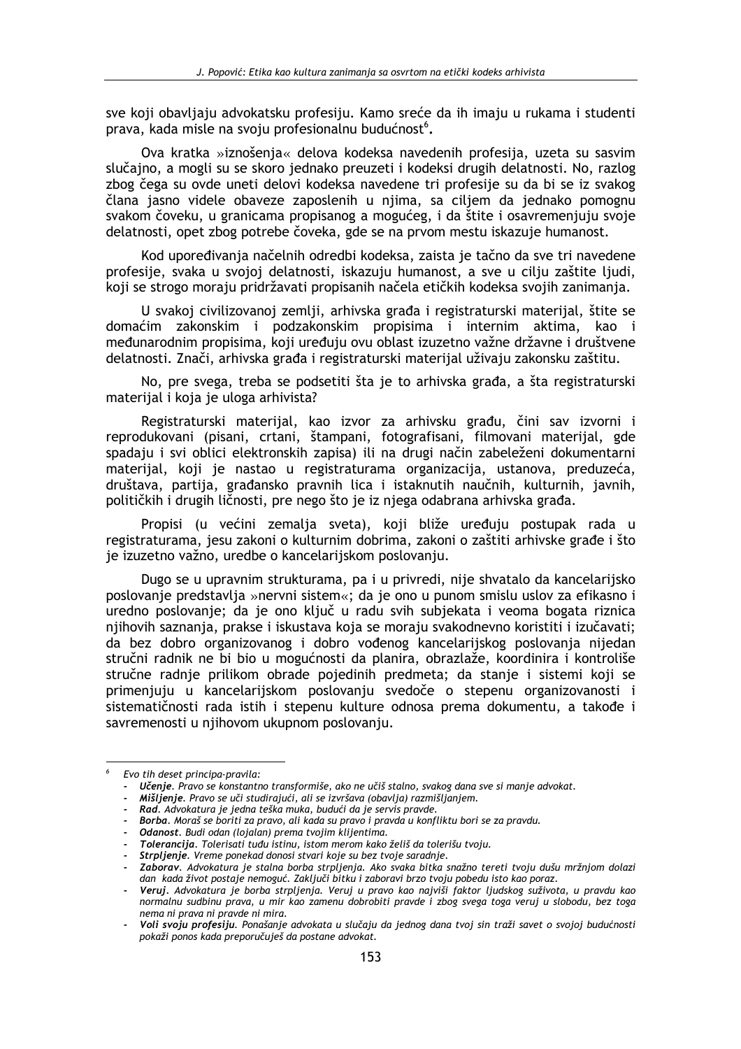sve koji obavljaju advokatsku profesiju. Kamo sreće da ih imaju u rukama i studenti prava, kada misle na svoju profesionalnu budućnost[6].

Ova kratka »iznošenja« delova kodeksa navedenih profesija, uzeta su sasvim slučajno, a mogli su se skoro jednako preuzeti i kodeksi drugih delatnosti. No, razlog zbog čega su ovde uneti delovi kodeksa navedene tri profesije su da bi se iz svakog člana jasno videle obaveze zaposlenih u njima, sa ciljem da jednako pomognu svakom čoveku, u granicama propisanog a mogućeg, i da štite i osavremenjuju svoje delatnosti, opet zbog potrebe čoveka, gde se na prvom mestu iskazuje humanost.

Kod upoređivanja načelnih odredbi kodeksa, zaista je tačno da sve tri navedene profesije, svaka u svojoj delatnosti, iskazuju humanost, a sve u cilju zaštite ljudi, koji se strogo moraju pridržavati propisanih načela etičkih kodeksa svojih zanimanja.

U svakoj civilizovanoj zemlji, arhivska građa i registraturski materijal, štite se domaćim zakonskim i podzakonskim propisima i internim aktima, kao i međunarodnim propisima, koji uređuju ovu oblast izuzetno važne državne i društvene delatnosti. Znači, arhivska građa i registraturski materijal uživaju zakonsku zaštitu.

No, pre svega, treba se podsetiti šta je to arhivska građa, a šta registraturski materijal i koja je uloga arhivista?

Registraturski materijal, kao izvor za arhivsku građu, čini sav izvorni i reprodukovani (pisani, crtani, štampani, fotografisani, filmovani materijal, gde spadaju i svi oblici elektronskih zapisa) ili na drugi način zabeleženi dokumentarni materijal, koji je nastao u registraturama organizacija, ustanova, preduzeća, društava, partija, građansko pravnih lica i istaknutih naučnih, kulturnih, javnih, političkih i drugih ličnosti, pre nego što je iz njega odabrana arhivska građa.

Propisi (u većini zemalja sveta), koji bliže uređuju postupak rada u registraturama, jesu zakoni o kulturnim dobrima, zakoni o zaštiti arhivske građe i što je izuzetno važno, uredbe o kancelarijskom poslovanju.

Dugo se u upravnim strukturama, pa i u privredi, nije shvatalo da kancelarijsko poslovanje predstavlja »nervni sistem«; da je ono u punom smislu uslov za efikasno i uredno poslovanje; da je ono ključ u radu svih subjekata i veoma bogata riznica njihovih saznanja, prakse i iskustava koja se moraju svakodnevno koristiti i izučavati; da bez dobro organizovanog i dobro vođenog kancelarijskog poslovanja nijedan stručni radnik ne bi bio u mogućnosti da planira, obrazlaže, koordinira i kontroliše stručne radnje prilikom obrade pojedinih predmeta; da stanje i sistemi koji se primenjuju u kancelarijskom poslovanju svedoče o stepenu organizovanosti i sistematičnosti rada istih i stepenu kulture odnosa prema dokumentu, a takođe i savremenosti u njihovom ukupnom poslovanju.

---

[6] *Evo tih deset principa-pravila:*

- ***Učenje***. *Pravo se konstantno transformiše, ako ne učiš stalno, svakog dana sve si manje advokat.*
- ***Mišljenje***. *Pravo se uči studirajući, ali se izvršava (obavlja) razmišljanjem.*
- ***Rad***. *Advokatura je jedna teška muka, budući da je servis pravde.*
- ***Borba***. *Moraš se boriti za pravo, ali kada su pravo i pravda u konfliktu bori se za pravdu.*
- ***Odanost***. *Budi odan (lojalan) prema tvojim klijentima.*
- ***Tolerancija***. *Tolerisati tuđu istinu, istom merom kako želiš da tolerišu tvoju.*
- ***Strpljenje***. *Vreme ponekad donosi stvari koje su bez tvoje saradnje.*
- ***Zaborav***. *Advokatura je stalna borba strpljenja. Ako svaka bitka snažno tereti tvoju dušu mržnjom dolazi dan kada život postaje nemoguć. Zaključi bitku i zaboravi brzo tvoju pobedu isto kao poraz.*
- ***Veruj***. *Advokatura je borba strpljenja. Veruj u pravo kao najviši faktor ljudskog suživota, u pravdu kao normalnu sudbinu prava, u mir kao zamenu dobrobiti pravde i zbog svega toga veruj u slobodu, bez toga nema ni prava ni pravde ni mira.*
- ***Voli svoju profesiju***. *Ponašanje advokata u slučaju da jednog dana tvoj sin traži savet o svojoj budućnosti pokaži ponos kada preporučuješ da postane advokat.*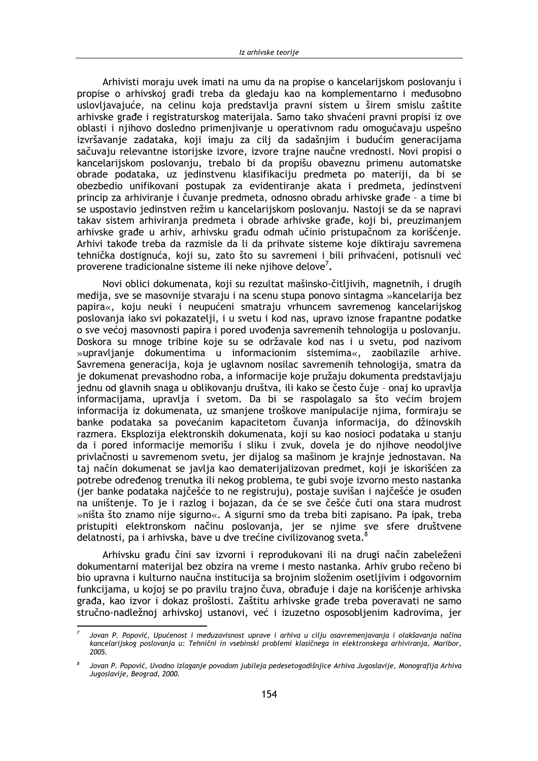Arhivisti moraju uvek imati na umu da na propise o kancelarijskom poslovanju i propise o arhivskoj građi treba da gledaju kao na komplementarno i međusobno uslovljavajuće, na celinu koja predstavlja pravni sistem u širem smislu zaštite arhivske građe i registraturskog materijala. Samo tako shvaćeni pravni propisi iz ove oblasti i njihovo dosledno primenjivanje u operativnom radu omogućavaju uspešno izvršavanje zadataka, koji imaju za cilj da sadašnjim i budućim generacijama sačuvaju relevantne istorijske izvore, izvore trajne naučne vrednosti. Novi propisi o kancelarijskom poslovanju, trebalo bi da propišu obaveznu primenu automatske obrade podataka, uz jedinstvenu klasifikaciju predmeta po materiji, da bi se obezbedio unifikovani postupak za evidentiranje akata i predmeta, jedinstveni princip za arhiviranje i čuvanje predmeta, odnosno obradu arhivske građe – a time bi se uspostavio jedinstven režim u kancelarijskom poslovanju. Nastoji se da se napravi takav sistem arhiviranja predmeta i obrade arhivske građe, koji bi, preuzimanjem arhivske građe u arhiv, arhivsku građu odmah učinio pristupačnom za korišćenje. Arhivi takođe treba da razmisle da li da prihvate sisteme koje diktiraju savremena tehnička dostignuća, koji su, zato što su savremeni i bili prihvaćeni, potisnuli već proverene tradicionalne sisteme ili neke njihove delove[7].

Novi oblici dokumenata, koji su rezultat mašinsko-čitljivih, magnetnih, i drugih medija, sve se masovnije stvaraju i na scenu stupa ponovo sintagma »kancelarija bez papira«, koju neuki i neupućeni smatraju vrhuncem savremenog kancelarijskog poslovanja iako svi pokazatelji, i u svetu i kod nas, upravo iznose frapantne podatke o sve većoj masovnosti papira i pored uvođenja savremenih tehnologija u poslovanju. Doskora su mnoge tribine koje su se održavale kod nas i u svetu, pod nazivom »upravljanje dokumentima u informacionim sistemima«, zaobilazile arhive. Savremena generacija, koja je uglavnom nosilac savremenih tehnologija, smatra da je dokumenat prevashodno roba, a informacije koje pružaju dokumenta predstavljaju jednu od glavnih snaga u oblikovanju društva, ili kako se često čuje – onaj ko upravlja informacijama, upravlja i svetom. Da bi se raspolagalo sa što većim brojem informacija iz dokumenata, uz smanjene troškove manipulacije njima, formiraju se banke podataka sa povećanim kapacitetom čuvanja informacija, do džinovskih razmera. Eksplozija elektronskih dokumenata, koji su kao nosioci podataka u stanju da i pored informacije memorišu i sliku i zvuk, dovela je do njihove neodoljive privlačnosti u savremenom svetu, jer dijalog sa mašinom je krajnje jednostavan. Na taj način dokumenat se javlja kao dematerijalizovan predmet, koji je iskorišćen za potrebe određenog trenutka ili nekog problema, te gubi svoje izvorno mesto nastanka (jer banke podataka najčešće to ne registruju), postaje suvišan i najčešće je osuđen na uništenje. To je i razlog i bojazan, da će se sve češće čuti ona stara mudrost »ništa što znamo nije sigurno«. A sigurni smo da treba biti zapisano. Pa ipak, treba pristupiti elektronskom načinu poslovanja, jer se njime sve sfere društvene delatnosti, pa i arhivska, bave u dve trećine civilizovanog sveta.[8]

Arhivsku građu čini sav izvorni i reprodukovani ili na drugi način zabeleženi dokumentarni materijal bez obzira na vreme i mesto nastanka. Arhiv grubo rečeno bi bio upravna i kulturno naučna institucija sa brojnim složenim osetljivim i odgovornim funkcijama, u kojoj se po pravilu trajno čuva, obrađuje i daje na korišćenje arhivska građa, kao izvor i dokaz prošlosti. Zaštitu arhivske građe treba poveravati ne samo stručno-nadležnoj arhivskoj ustanovi, već i izuzetno osposobljenim kadrovima, jer

---

[7] *Jovan P. Popović, Upućenost i međuzavisnost uprave i arhiva u cilju osavremenjavanja i olakšavanja načina kancelarijskog poslovanja u: Tehnični in vsebinski problemi klasičnega in elektronskega arhiviranja, Maribor, 2005.*

[8] *Jovan P. Popović, Uvodno izlaganje povodom jubileja pedesetogodišnjice Arhiva Jugoslavije, Monografija Arhiva Jugoslavije, Beograd, 2000.*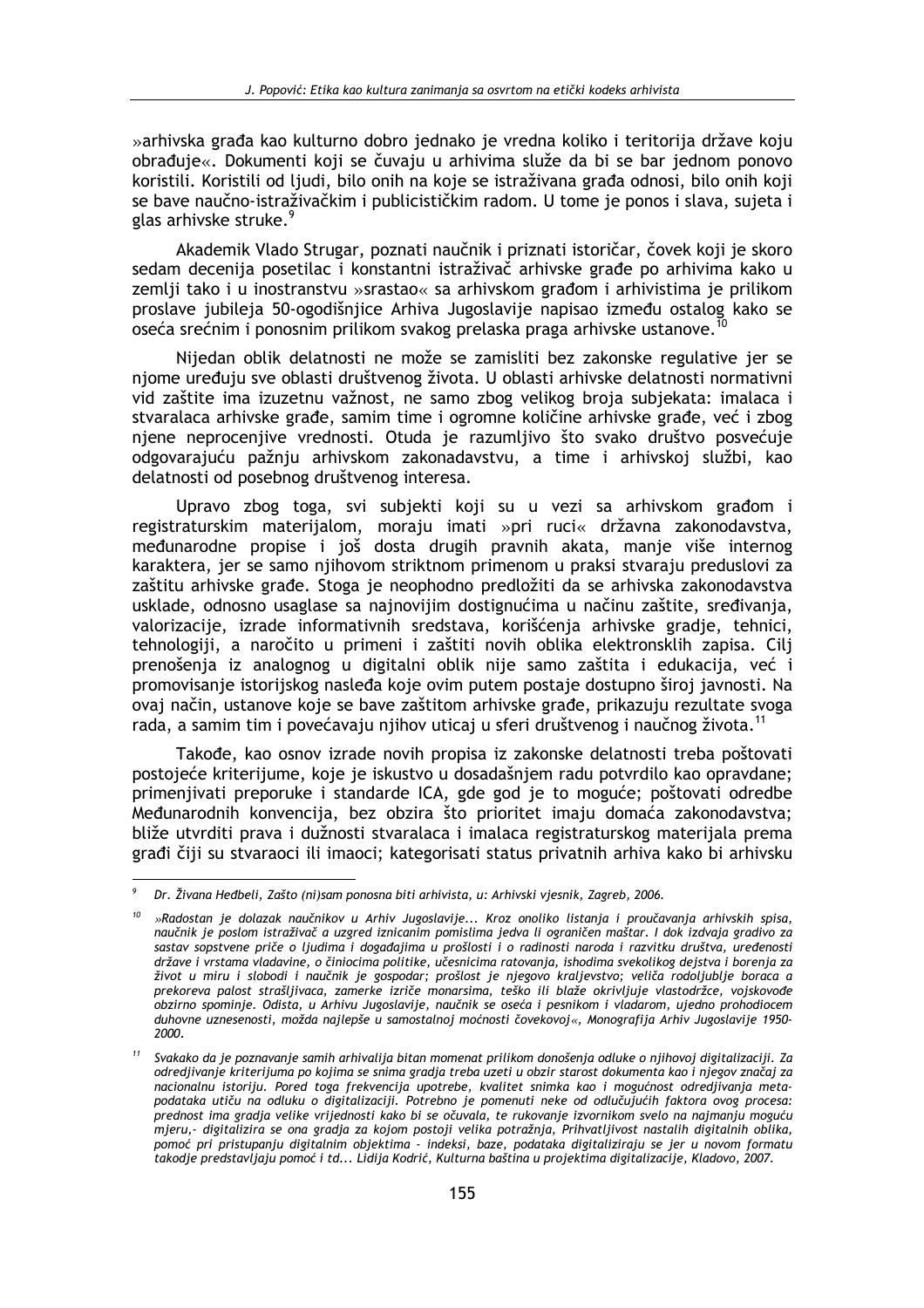»arhivska građa kao kulturno dobro jednako je vredna koliko i teritorija države koju obrađuje«. Dokumenti koji se čuvaju u arhivima služe da bi se bar jednom ponovo koristili. Koristili od ljudi, bilo onih na koje se istraživana građa odnosi, bilo onih koji se bave naučno-istraživačkim i publicističkim radom. U tome je ponos i slava, sujeta i glas arhivske struke.[9]

Akademik Vlado Strugar, poznati naučnik i priznati istoričar, čovek koji je skoro sedam decenija posetilac i konstantni istraživač arhivske građe po arhivima kako u zemlji tako i u inostranstvu »srastao« sa arhivskom građom i arhivistima je prilikom proslave jubileja 50-ogodišnjice Arhiva Jugoslavije napisao između ostalog kako se oseća srećnim i ponosnim prilikom svakog prelaska praga arhivske ustanove.[10]

Nijedan oblik delatnosti ne može se zamisliti bez zakonske regulative jer se njome uređuju sve oblasti društvenog života. U oblasti arhivske delatnosti normativni vid zaštite ima izuzetnu važnost, ne samo zbog velikog broja subjekata: imalaca i stvaralaca arhivske građe, samim time i ogromne količine arhivske građe, već i zbog njene neprocenjive vrednosti. Otuda je razumljivo što svako društvo posvećuje odgovarajuću pažnju arhivskom zakonadavstvu, a time i arhivskoj službi, kao delatnosti od posebnog društvenog interesa.

Upravo zbog toga, svi subjekti koji su u vezi sa arhivskom građom i registraturskim materijalom, moraju imati »pri ruci« državna zakonodavstva, međunarodne propise i još dosta drugih pravnih akata, manje više internog karaktera, jer se samo njihovom striktnom primenom u praksi stvaraju preduslovi za zaštitu arhivske građe. Stoga je neophodno predložiti da se arhivska zakonodavstva usklade, odnosno usaglase sa najnovijim dostignućima u načinu zaštite, sređivanja, valorizacije, izrade informativnih sredstava, korišćenja arhivske gradje, tehnici, tehnologiji, a naročito u primeni i zaštiti novih oblika elektronsklih zapisa. Cilj prenošenja iz analognog u digitalni oblik nije samo zaštita i edukacija, već i promovisanje istorijskog nasleđa koje ovim putem postaje dostupno široj javnosti. Na ovaj način, ustanove koje se bave zaštitom arhivske građe, prikazuju rezultate svoga rada, a samim tim i povećavaju njihov uticaj u sferi društvenog i naučnog života.[11]

Takođe, kao osnov izrade novih propisa iz zakonske delatnosti treba poštovati postojeće kriterijume, koje je iskustvo u dosadašnjem radu potvrdilo kao opravdane; primenjivati preporuke i standarde ICA, gde god je to moguće; poštovati odredbe Međunarodnih konvencija, bez obzira što prioritet imaju domaća zakonodavstva; bliže utvrditi prava i dužnosti stvaralaca i imalaca registraturskog materijala prema građi čiji su stvaraoci ili imaoci; kategorisati status privatnih arhiva kako bi arhivsku

---

[9] *Dr. Živana Heđbeli, Zašto (ni)sam ponosna biti arhivista, u: Arhivski vjesnik, Zagreb, 2006.*

[10] *»Radostan je dolazak naučnikov u Arhiv Jugoslavije... Kroz onoliko listanja i proučavanja arhivskih spisa, naučnik je poslom istraživač a uzgred iznicanim pomislima jedva li ograničen maštar. I dok izdvaja gradivo za sastav sopstvene priče o ljudima i događajima u prošlosti i o radinosti naroda i razvitku društva, uređenosti države i vrstama vladavine, o činiocima politike, učesnicima ratovanja, ishodima svekolikog dejstva i borenja za život u miru i slobodi i naučnik je gospodar; prošlost je njegovo kraljevstvo; veliča rodoljublje boraca a prekoreva palost strašljivaca, zamerke izriče monarsima, teško ili blaže okrivljuje vlastodržce, vojskovođe obzirno spominje. Odista, u Arhivu Jugoslavije, naučnik se oseća i pesnikom i vladarom, ujedno prohodiocem duhovne uznesenosti, možda najlepše u samostalnoj moćnosti čovekovoj«, Monografija Arhiv Jugoslavije 1950-2000.*

[11] *Svakako da je poznavanje samih arhivalija bitan momenat prilikom donošenja odluke o njihovoj digitalizaciji. Za odredjivanje kriterijuma po kojima se snima gradja treba uzeti u obzir starost dokumenta kao i njegov značaj za nacionalnu istoriju. Pored toga frekvencija upotrebe, kvalitet snimka kao i mogućnost odredjivanja meta-podataka utiču na odluku o digitalizaciji. Potrebno je pomenuti neke od odlučujućih faktora ovog procesa: prednost ima gradja velike vrijednosti kako bi se očuvala, te rukovanje izvornikom svelo na najmanju moguću mjeru,- digitalizira se ona gradja za kojom postoji velika potražnja, Prihvatljivost nastalih digitalnih oblika, pomoć pri pristupanju digitalnim objektima - indeksi, baze, podataka digitaliziraju se jer u novom formatu takodje predstavljaju pomoć i td... Lidija Kodrić, Kulturna baština u projektima digitalizacije, Kladovo, 2007.*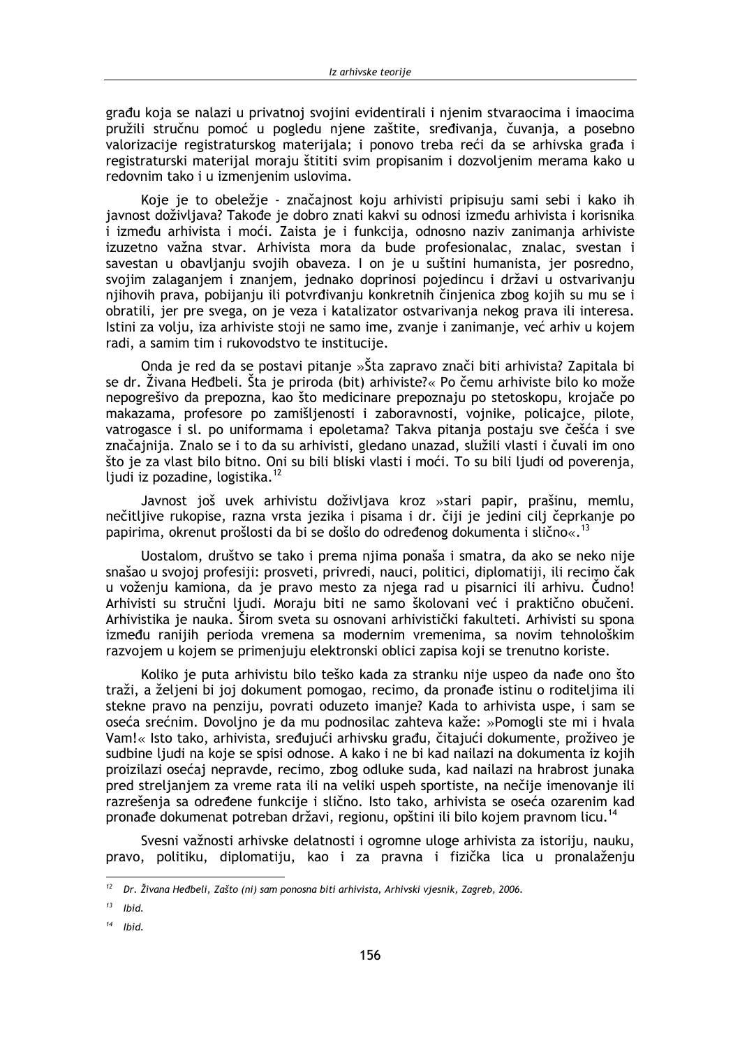građu koja se nalazi u privatnoj svojini evidentirali i njenim stvaraocima i imaocima pružili stručnu pomoć u pogledu njene zaštite, sređivanja, čuvanja, a posebno valorizacije registraturskog materijala; i ponovo treba reći da se arhivska građa i registraturski materijal moraju štititi svim propisanim i dozvoljenim merama kako u redovnim tako i u izmenjenim uslovima.

Koje je to obeležje - značajnost koju arhivisti pripisuju sami sebi i kako ih javnost doživljava? Takođe je dobro znati kakvi su odnosi između arhivista i korisnika i između arhivista i moći. Zaista je i funkcija, odnosno naziv zanimanja arhiviste izuzetno važna stvar. Arhivista mora da bude profesionalac, znalac, svestan i savestan u obavljanju svojih obaveza. I on je u suštini humanista, jer posredno, svojim zalaganjem i znanjem, jednako doprinosi pojedincu i državi u ostvarivanju njihovih prava, pobijanju ili potvrđivanju konkretnih činjenica zbog kojih su mu se i obratili, jer pre svega, on je veza i katalizator ostvarivanja nekog prava ili interesa. Istini za volju, iza arhiviste stoji ne samo ime, zvanje i zanimanje, već arhiv u kojem radi, a samim tim i rukovodstvo te institucije.

Onda je red da se postavi pitanje »Šta zapravo znači biti arhivista? Zapitala bi se dr. Živana Heđbeli. Šta je priroda (bit) arhiviste?« Po čemu arhiviste bilo ko može nepogrešivo da prepozna, kao što medicinare prepoznaju po stetoskopu, krojače po makazama, profesore po zamišljenosti i zaboravnosti, vojnike, policajce, pilote, vatrogasce i sl. po uniformama i epoletama? Takva pitanja postaju sve češća i sve značajnija. Znalo se i to da su arhivisti, gledano unazad, služili vlasti i čuvali im ono što je za vlast bilo bitno. Oni su bili bliski vlasti i moći. To su bili ljudi od poverenja, ljudi iz pozadine, logistika.[12]

Javnost još uvek arhivistu doživljava kroz »stari papir, prašinu, memlu, nečitljive rukopise, razna vrsta jezika i pisama i dr. čiji je jedini cilj čeprkanje po papirima, okrenut prošlosti da bi se došlo do određenog dokumenta i slično«.[13]

Uostalom, društvo se tako i prema njima ponaša i smatra, da ako se neko nije snašao u svojoj profesiji: prosveti, privredi, nauci, politici, diplomatiji, ili recimo čak u voženju kamiona, da je pravo mesto za njega rad u pisarnici ili arhivu. Čudno! Arhivisti su stručni ljudi. Moraju biti ne samo školovani već i praktično obučeni. Arhivistika je nauka. Širom sveta su osnovani arhivistički fakulteti. Arhivisti su spona između ranijih perioda vremena sa modernim vremenima, sa novim tehnološkim razvojem u kojem se primenjuju elektronski oblici zapisa koji se trenutno koriste.

Koliko je puta arhivistu bilo teško kada za stranku nije uspeo da nađe ono što traži, a željeni bi joj dokument pomogao, recimo, da pronađe istinu o roditeljima ili stekne pravo na penziju, povrati oduzeto imanje? Kada to arhivista uspe, i sam se oseća srećnim. Dovoljno je da mu podnosilac zahteva kaže: »Pomogli ste mi i hvala Vam!« Isto tako, arhivista, sređujući arhivsku građu, čitajući dokumente, proživeo je sudbine ljudi na koje se spisi odnose. A kako i ne bi kad nailazi na dokumenta iz kojih proizilazi osećaj nepravde, recimo, zbog odluke suda, kad nailazi na hrabrost junaka pred streljanjem za vreme rata ili na veliki uspeh sportiste, na nečije imenovanje ili razrešenja sa određene funkcije i slično. Isto tako, arhivista se oseća ozarenim kad pronađe dokumenat potreban državi, regionu, opštini ili bilo kojem pravnom licu.[14]

Svesni važnosti arhivske delatnosti i ogromne uloge arhivista za istoriju, nauku, pravo, politiku, diplomatiju, kao i za pravna i fizička lica u pronalaženju

---

[12] *Dr. Živana Heđbeli, Zašto (ni) sam ponosna biti arhivista, Arhivski vjesnik, Zagreb, 2006.*

[13] *Ibid.*

[14] *Ibid.*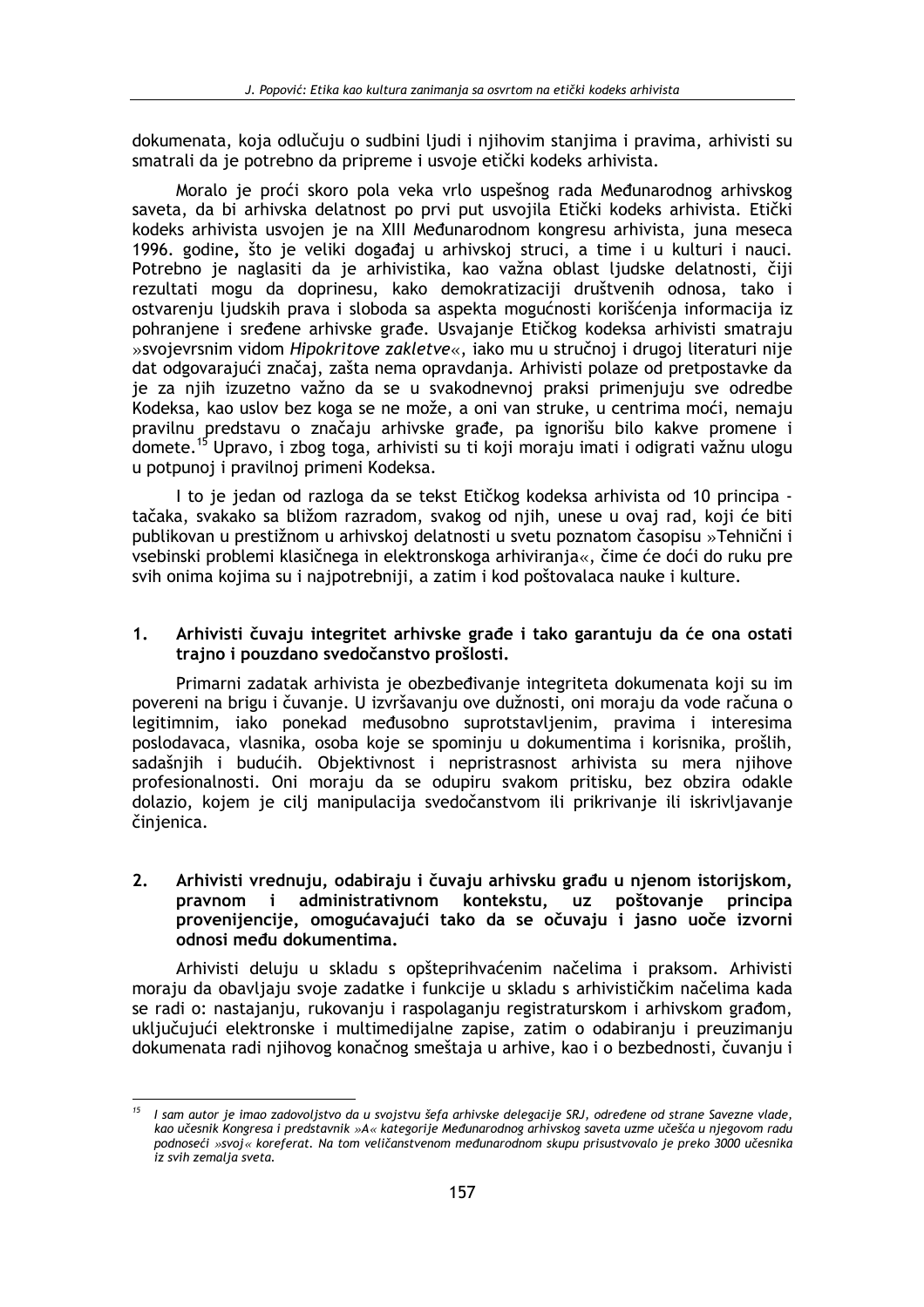dokumenata, koja odlučuju o sudbini ljudi i njihovim stanjima i pravima, arhivisti su smatrali da je potrebno da pripreme i usvoje etički kodeks arhivista.

Moralo je proći skoro pola veka vrlo uspešnog rada Međunarodnog arhivskog saveta, da bi arhivska delatnost po prvi put usvojila Etički kodeks arhivista. Etički kodeks arhivista usvojen je na XIII Međunarodnom kongresu arhivista, juna meseca 1996. godine, što je veliki događaj u arhivskoj struci, a time i u kulturi i nauci. Potrebno je naglasiti da je arhivistika, kao važna oblast ljudske delatnosti, čiji rezultati mogu da doprinesu, kako demokratizaciji društvenih odnosa, tako i ostvarenju ljudskih prava i sloboda sa aspekta mogućnosti korišćenja informacija iz pohranjene i sređene arhivske građe. Usvajanje Etičkog kodeksa arhivisti smatraju »svojevrsnim vidom *Hipokritove zakletve*«, iako mu u stručnoj i drugoj literaturi nije dat odgovarajući značaj, zašta nema opravdanja. Arhivisti polaze od pretpostavke da je za njih izuzetno važno da se u svakodnevnoj praksi primenjuju sve odredbe Kodeksa, kao uslov bez koga se ne može, a oni van struke, u centrima moći, nemaju pravilnu predstavu o značaju arhivske građe, pa ignorišu bilo kakve promene i domete.[15] Upravo, i zbog toga, arhivisti su ti koji moraju imati i odigrati važnu ulogu u potpunoj i pravilnoj primeni Kodeksa.

I to je jedan od razloga da se tekst Etičkog kodeksa arhivista od 10 principa - tačaka, svakako sa bližom razradom, svakog od njih, unese u ovaj rad, koji će biti publikovan u prestižnom u arhivskoj delatnosti u svetu poznatom časopisu »Tehnični i vsebinski problemi klasičnega in elektronskoga arhiviranja«, čime će doći do ruku pre svih onima kojima su i najpotrebniji, a zatim i kod poštovalaca nauke i kulture.

**1. Arhivisti čuvaju integritet arhivske građe i tako garantuju da će ona ostati trajno i pouzdano svedočanstvo prošlosti.**

Primarni zadatak arhivista je obezbeđivanje integriteta dokumenata koji su im povereni na brigu i čuvanje. U izvršavanju ove dužnosti, oni moraju da vode računa o legitimnim, iako ponekad međusobno suprotstavljenim, pravima i interesima poslodavaca, vlasnika, osoba koje se spominju u dokumentima i korisnika, prošlih, sadašnjih i budućih. Objektivnost i nepristrasnost arhivista su mera njihove profesionalnosti. Oni moraju da se odupiru svakom pritisku, bez obzira odakle dolazio, kojem je cilj manipulacija svedočanstvom ili prikrivanje ili iskrivljavanje činjenica.

**2. Arhivisti vrednuju, odabiraju i čuvaju arhivsku građu u njenom istorijskom, pravnom i administrativnom kontekstu, uz poštovanje principa provenijencije, omogućavajući tako da se očuvaju i jasno uoče izvorni odnosi među dokumentima.**

Arhivisti deluju u skladu s opšteprihvaćenim načelima i praksom. Arhivisti moraju da obavljaju svoje zadatke i funkcije u skladu s arhivističkim načelima kada se radi o: nastajanju, rukovanju i raspolaganju registraturskom i arhivskom građom, uključujući elektronske i multimedijalne zapise, zatim o odabiranju i preuzimanju dokumenata radi njihovog konačnog smeštaja u arhive, kao i o bezbednosti, čuvanju i

---

[15] *I sam autor je imao zadovoljstvo da u svojstvu šefa arhivske delegacije SRJ, određene od strane Savezne vlade, kao učesnik Kongresa i predstavnik »A« kategorije Međunarodnog arhivskog saveta uzme učešća u njegovom radu podnoseći »svoj« koreferat. Na tom veličanstvenom međunarodnom skupu prisustvovalo je preko 3000 učesnika iz svih zemalja sveta.*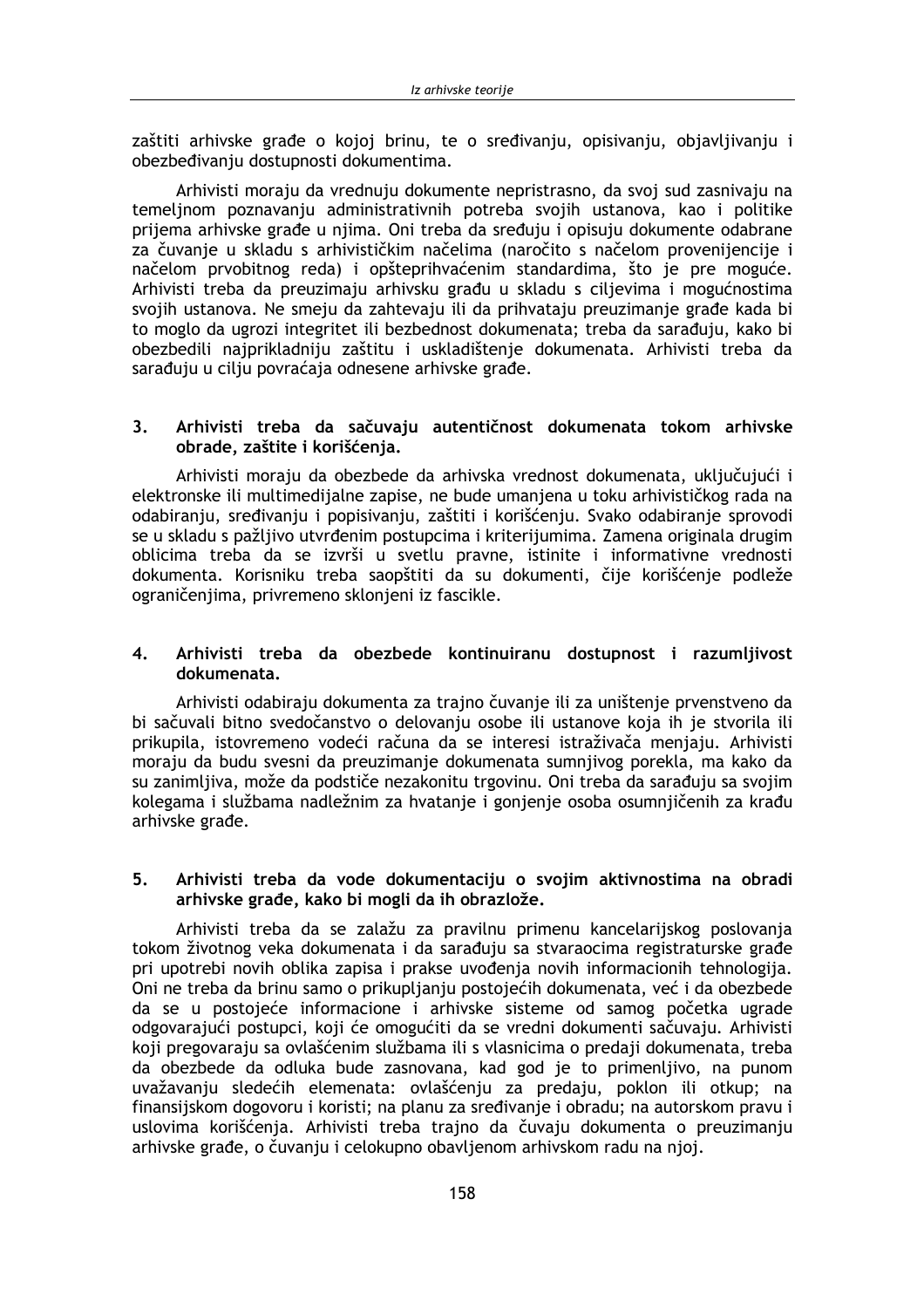zaštiti arhivske građe o kojoj brinu, te o sređivanju, opisivanju, objavljivanju i obezbeđivanju dostupnosti dokumentima.

Arhivisti moraju da vrednuju dokumente nepristrasno, da svoj sud zasnivaju na temeljnom poznavanju administrativnih potreba svojih ustanova, kao i politike prijema arhivske građe u njima. Oni treba da sređuju i opisuju dokumente odabrane za čuvanje u skladu s arhivističkim načelima (naročito s načelom provenijencije i načelom prvobitnog reda) i opšteprihvaćenim standardima, što je pre moguće. Arhivisti treba da preuzimaju arhivsku građu u skladu s ciljevima i mogućnostima svojih ustanova. Ne smeju da zahtevaju ili da prihvataju preuzimanje građe kada bi to moglo da ugrozi integritet ili bezbednost dokumenata; treba da sarađuju, kako bi obezbedili najprikladniju zaštitu i uskladištenje dokumenata. Arhivisti treba da sarađuju u cilju povraćaja odnesene arhivske građe.

### 3. Arhivisti treba da sačuvaju autentičnost dokumenata tokom arhivske obrade, zaštite i korišćenja.

Arhivisti moraju da obezbede da arhivska vrednost dokumenata, uključujući i elektronske ili multimedijalne zapise, ne bude umanjena u toku arhivističkog rada na odabiranju, sređivanju i popisivanju, zaštiti i korišćenju. Svako odabiranje sprovodi se u skladu s pažljivo utvrđenim postupcima i kriterijumima. Zamena originala drugim oblicima treba da se izvrši u svetlu pravne, istinite i informativne vrednosti dokumenta. Korisniku treba saopštiti da su dokumenti, čije korišćenje podleže ograničenjima, privremeno sklonjeni iz fascikle.

### 4. Arhivisti treba da obezbede kontinuiranu dostupnost i razumljivost dokumenata.

Arhivisti odabiraju dokumenta za trajno čuvanje ili za uništenje prvenstveno da bi sačuvali bitno svedočanstvo o delovanju osobe ili ustanove koja ih je stvorila ili prikupila, istovremeno vodeći računa da se interesi istraživača menjaju. Arhivisti moraju da budu svesni da preuzimanje dokumenata sumnjivog porekla, ma kako da su zanimljiva, može da podstiče nezakonitu trgovinu. Oni treba da sarađuju sa svojim kolegama i službama nadležnim za hvatanje i gonjenje osoba osumnjičenih za krađu arhivske građe.

### 5. Arhivisti treba da vode dokumentaciju o svojim aktivnostima na obradi arhivske građe, kako bi mogli da ih obrazlože.

Arhivisti treba da se zalažu za pravilnu primenu kancelarijskog poslovanja tokom životnog veka dokumenata i da sarađuju sa stvaraocima registraturske građe pri upotrebi novih oblika zapisa i prakse uvođenja novih informacionih tehnologija. Oni ne treba da brinu samo o prikupljanju postojećih dokumenata, već i da obezbede da se u postojeće informacione i arhivske sisteme od samog početka ugrade odgovarajući postupci, koji će omogućiti da se vredni dokumenti sačuvaju. Arhivisti koji pregovaraju sa ovlašćenim službama ili s vlasnicima o predaji dokumenata, treba da obezbede da odluka bude zasnovana, kad god je to primenljivo, na punom uvažavanju sledećih elemenata: ovlašćenju za predaju, poklon ili otkup; na finansijskom dogovoru i koristi; na planu za sređivanje i obradu; na autorskom pravu i uslovima korišćenja. Arhivisti treba trajno da čuvaju dokumenta o preuzimanju arhivske građe, o čuvanju i celokupno obavljenom arhivskom radu na njoj.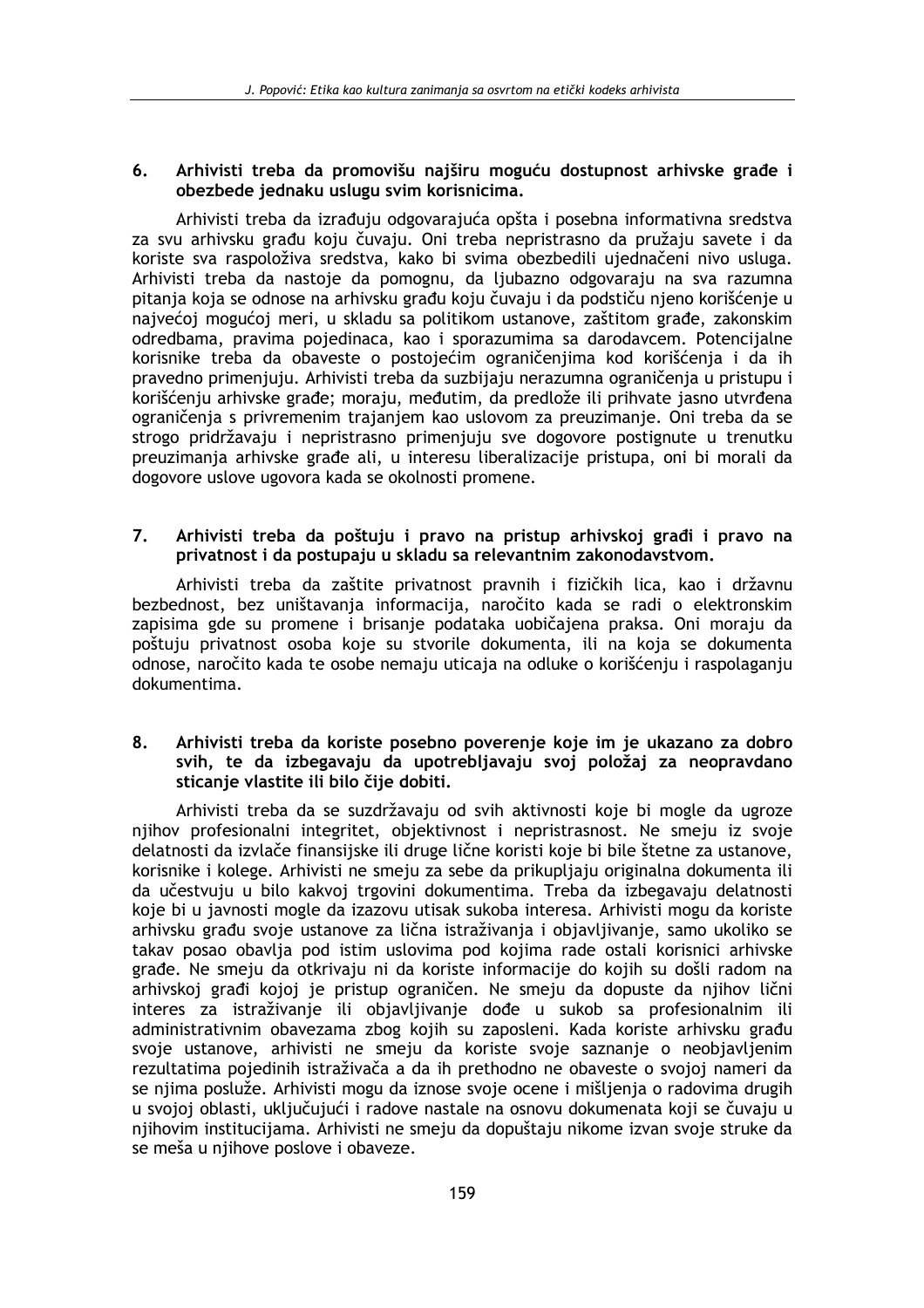6. **Arhivisti treba da promovišu najširu moguću dostupnost arhivske građe i obezbede jednaku uslugu svim korisnicima.**

Arhivisti treba da izrađuju odgovarajuća opšta i posebna informativna sredstva za svu arhivsku građu koju čuvaju. Oni treba nepristrasno da pružaju savete i da koriste sva raspoloživa sredstva, kako bi svima obezbedili ujednačeni nivo usluga. Arhivisti treba da nastoje da pomognu, da ljubazno odgovaraju na sva razumna pitanja koja se odnose na arhivsku građu koju čuvaju i da podstiču njeno korišćenje u najvećoj mogućoj meri, u skladu sa politikom ustanove, zaštitom građe, zakonskim odredbama, pravima pojedinaca, kao i sporazumima sa darodavcem. Potencijalne korisnike treba da obaveste o postojećim ograničenjima kod korišćenja i da ih pravedno primenjuju. Arhivisti treba da suzbijaju nerazumna ograničenja u pristupu i korišćenju arhivske građe; moraju, međutim, da predlože ili prihvate jasno utvrđena ograničenja s privremenim trajanjem kao uslovom za preuzimanje. Oni treba da se strogo pridržavaju i nepristrasno primenjuju sve dogovore postignute u trenutku preuzimanja arhivske građe ali, u interesu liberalizacije pristupa, oni bi morali da dogovore uslove ugovora kada se okolnosti promene.

7. **Arhivisti treba da poštuju i pravo na pristup arhivskoj građi i pravo na privatnost i da postupaju u skladu sa relevantnim zakonodavstvom.**

Arhivisti treba da zaštite privatnost pravnih i fizičkih lica, kao i državnu bezbednost, bez uništavanja informacija, naročito kada se radi o elektronskim zapisima gde su promene i brisanje podataka uobičajena praksa. Oni moraju da poštuju privatnost osoba koje su stvorile dokumenta, ili na koja se dokumenta odnose, naročito kada te osobe nemaju uticaja na odluke o korišćenju i raspolaganju dokumentima.

8. **Arhivisti treba da koriste posebno poverenje koje im je ukazano za dobro svih, te da izbegavaju da upotrebljavaju svoj položaj za neopravdano sticanje vlastite ili bilo čije dobiti.**

Arhivisti treba da se suzdržavaju od svih aktivnosti koje bi mogle da ugroze njihov profesionalni integritet, objektivnost i nepristrasnost. Ne smeju iz svoje delatnosti da izvlače finansijske ili druge lične koristi koje bi bile štetne za ustanove, korisnike i kolege. Arhivisti ne smeju za sebe da prikupljaju originalna dokumenta ili da učestvuju u bilo kakvoj trgovini dokumentima. Treba da izbegavaju delatnosti koje bi u javnosti mogle da izazovu utisak sukoba interesa. Arhivisti mogu da koriste arhivsku građu svoje ustanove za lična istraživanja i objavljivanje, samo ukoliko se takav posao obavlja pod istim uslovima pod kojima rade ostali korisnici arhivske građe. Ne smeju da otkrivaju ni da koriste informacije do kojih su došli radom na arhivskoj građi kojoj je pristup ograničen. Ne smeju da dopuste da njihov lični interes za istraživanje ili objavljivanje dođe u sukob sa profesionalnim ili administrativnim obavezama zbog kojih su zaposleni. Kada koriste arhivsku građu svoje ustanove, arhivisti ne smeju da koriste svoje saznanje o neobjavljenim rezultatima pojedinih istraživača a da ih prethodno ne obaveste o svojoj nameri da se njima posluže. Arhivisti mogu da iznose svoje ocene i mišljenja o radovima drugih u svojoj oblasti, uključujući i radove nastale na osnovu dokumenata koji se čuvaju u njihovim institucijama. Arhivisti ne smeju da dopuštaju nikome izvan svoje struke da se meša u njihove poslove i obaveze.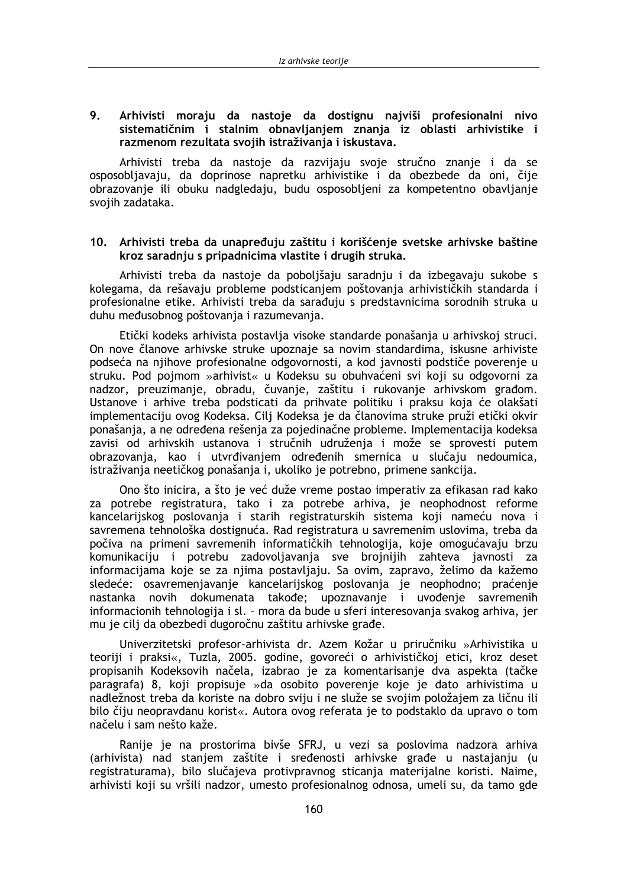**9. Arhivisti moraju da nastoje da dostignu najviši profesionalni nivo sistematičnim i stalnim obnavljanjem znanja iz oblasti arhivistike i razmenom rezultata svojih istraživanja i iskustava.**

Arhivisti treba da nastoje da razvijaju svoje stručno znanje i da se osposobljavaju, da doprinose napretku arhivistike i da obezbede da oni, čije obrazovanje ili obuku nadgledaju, budu osposobljeni za kompetentno obavljanje svojih zadataka.

**10. Arhivisti treba da unapređuju zaštitu i korišćenje svetske arhivske baštine kroz saradnju s pripadnicima vlastite i drugih struka.**

Arhivisti treba da nastoje da poboljšaju saradnju i da izbegavaju sukobe s kolegama, da rešavaju probleme podsticanjem poštovanja arhivističkih standarda i profesionalne etike. Arhivisti treba da sarađuju s predstavnicima srodnih struka u duhu međusobnog poštovanja i razumevanja.

Etički kodeks arhivista postavlja visoke standarde ponašanja u arhivskoj struci. On nove članove arhivske struke upoznaje sa novim standardima, iskusne arhiviste podseća na njihove profesionalne odgovornosti, a kod javnosti podstiče poverenje u struku. Pod pojmom »arhivist« u Kodeksu su obuhvaćeni svi koji su odgovorni za nadzor, preuzimanje, obradu, čuvanje, zaštitu i rukovanje arhivskom građom. Ustanove i arhive treba podsticati da prihvate politiku i praksu koja će olakšati implementaciju ovog Kodeksa. Cilj Kodeksa je da članovima struke pruži etički okvir ponašanja, a ne određena rešenja za pojedinačne probleme. Implementacija kodeksa zavisi od arhivskih ustanova i stručnih udruženja i može se sprovesti putem obrazovanja, kao i utvrđivanjem određenih smernica u slučaju nedoumica, istraživanja neetičkog ponašanja i, ukoliko je potrebno, primene sankcija.

Ono što inicira, a što je već duže vreme postao imperativ za efikasan rad kako za potrebe registratura, tako i za potrebe arhiva, je neophodnost reforme kancelarijskog poslovanja i starih registraturskih sistema koji nameću nova i savremena tehnološka dostignuća. Rad registratura u savremenim uslovima, treba da počiva na primeni savremenih informatičkih tehnologija, koje omogućavaju brzu komunikaciju i potrebu zadovoljavanja sve brojnijih zahteva javnosti za informacijama koje se za njima postavljaju. Sa ovim, zapravo, želimo da kažemo sledeće: osavremenjavanje kancelarijskog poslovanja je neophodno; praćenje nastanka novih dokumenata takođe; upoznavanje i uvođenje savremenih informacionih tehnologija i sl. – mora da bude u sferi interesovanja svakog arhiva, jer mu je cilj da obezbedi dugoročnu zaštitu arhivske građe.

Univerzitetski profesor-arhivista dr. Azem Kožar u priručniku »Arhivistika u teoriji i praksi«, Tuzla, 2005. godine, govoreći o arhivističkoj etici, kroz deset propisanih Kodeksovih načela, izabrao je za komentarisanje dva aspekta (tačke paragrafa) 8, koji propisuje »da osobito poverenje koje je dato arhivistima u nadležnost treba da koriste na dobro sviju i ne služe se svojim položajem za ličnu ili bilo čiju neopravdanu korist«. Autora ovog referata je to podstaklo da upravo o tom načelu i sam nešto kaže.

Ranije je na prostorima bivše SFRJ, u vezi sa poslovima nadzora arhiva (arhivista) nad stanjem zaštite i sređenosti arhivske građe u nastajanju (u registraturama), bilo slučajeva protivpravnog sticanja materijalne koristi. Naime, arhivisti koji su vršili nadzor, umesto profesionalnog odnosa, umeli su, da tamo gde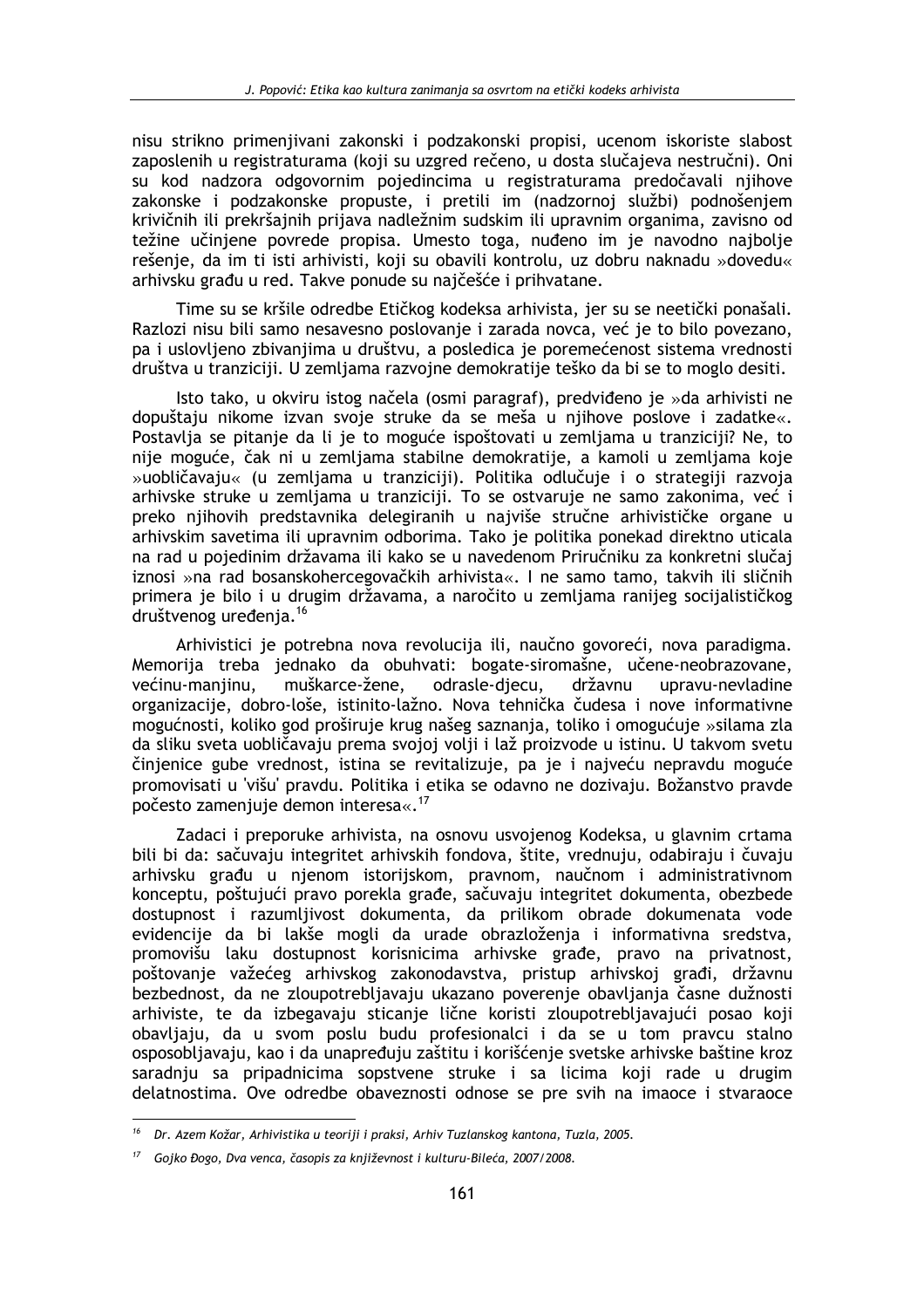nisu strikno primenjivani zakonski i podzakonski propisi, ucenom iskoriste slabost zaposlenih u registraturama (koji su uzgred rečeno, u dosta slučajeva nestručni). Oni su kod nadzora odgovornim pojedincima u registraturama predočavali njihove zakonske i podzakonske propuste, i pretili im (nadzornoj službi) podnošenjem krivičnih ili prekršajnih prijava nadležnim sudskim ili upravnim organima, zavisno od težine učinjene povrede propisa. Umesto toga, nuđeno im je navodno najbolje rešenje, da im ti isti arhivisti, koji su obavili kontrolu, uz dobru naknadu »dovedu« arhivsku građu u red. Takve ponude su najčešće i prihvatane.

Time su se kršile odredbe Etičkog kodeksa arhivista, jer su se neetički ponašali. Razlozi nisu bili samo nesavesno poslovanje i zarada novca, već je to bilo povezano, pa i uslovljeno zbivanjima u društvu, a posledica je poremećenost sistema vrednosti društva u tranziciji. U zemljama razvojne demokratije teško da bi se to moglo desiti.

Isto tako, u okviru istog načela (osmi paragraf), predviđeno je »da arhivisti ne dopuštaju nikome izvan svoje struke da se meša u njihove poslove i zadatke«. Postavlja se pitanje da li je to moguće ispoštovati u zemljama u tranziciji? Ne, to nije moguće, čak ni u zemljama stabilne demokratije, a kamoli u zemljama koje »uobličavaju« (u zemljama u tranziciji). Politika odlučuje i o strategiji razvoja arhivske struke u zemljama u tranziciji. To se ostvaruje ne samo zakonima, već i preko njihovih predstavnika delegiranih u najviše stručne arhivističke organe u arhivskim savetima ili upravnim odborima. Tako je politika ponekad direktno uticala na rad u pojedinim državama ili kako se u navedenom Priručniku za konkretni slučaj iznosi »na rad bosanskohercegovačkih arhivista«. I ne samo tamo, takvih ili sličnih primera je bilo i u drugim državama, a naročito u zemljama ranijeg socijalističkog društvenog uređenja.[16]

Arhivistici je potrebna nova revolucija ili, naučno govoreći, nova paradigma. Memorija treba jednako da obuhvati: bogate-siromašne, učene-neobrazovane, većinu-manjinu, muškarce-žene, odrasle-djecu, državnu upravu-nevladine organizacije, dobro-loše, istinito-lažno. Nova tehnička čudesa i nove informativne mogućnosti, koliko god proširuje krug našeg saznanja, toliko i omogućuje »silama zla da sliku sveta uobličavaju prema svojoj volji i laž proizvode u istinu. U takvom svetu činjenice gube vrednost, istina se revitalizuje, pa je i najveću nepravdu moguće promovisati u 'višu' pravdu. Politika i etika se odavno ne dozivaju. Božanstvo pravde počesto zamenjuje demon interesa«.[17]

Zadaci i preporuke arhivista, na osnovu usvojenog Kodeksa, u glavnim crtama bili bi da: sačuvaju integritet arhivskih fondova, štite, vrednuju, odabiraju i čuvaju arhivsku građu u njenom istorijskom, pravnom, naučnom i administrativnom konceptu, poštujući pravo porekla građe, sačuvaju integritet dokumenta, obezbede dostupnost i razumljivost dokumenta, da prilikom obrade dokumenata vode evidencije da bi lakše mogli da urade obrazloženja i informativna sredstva, promovišu laku dostupnost korisnicima arhivske građe, pravo na privatnost, poštovanje važećeg arhivskog zakonodavstva, pristup arhivskoj građi, državnu bezbednost, da ne zloupotrebljavaju ukazano poverenje obavljanja časne dužnosti arhiviste, te da izbegavaju sticanje lične koristi zloupotrebljavajući posao koji obavljaju, da u svom poslu budu profesionalci i da se u tom pravcu stalno osposobljavaju, kao i da unapređuju zaštitu i korišćenje svetske arhivske baštine kroz saradnju sa pripadnicima sopstvene struke i sa licima koji rade u drugim delatnostima. Ove odredbe obaveznosti odnose se pre svih na imaoce i stvaraoce

---

[16] *Dr. Azem Kožar, Arhivistika u teoriji i praksi, Arhiv Tuzlanskog kantona, Tuzla, 2005.*

[17] *Gojko Đogo, Dva venca, časopis za književnost i kulturu-Bileća, 2007/2008.*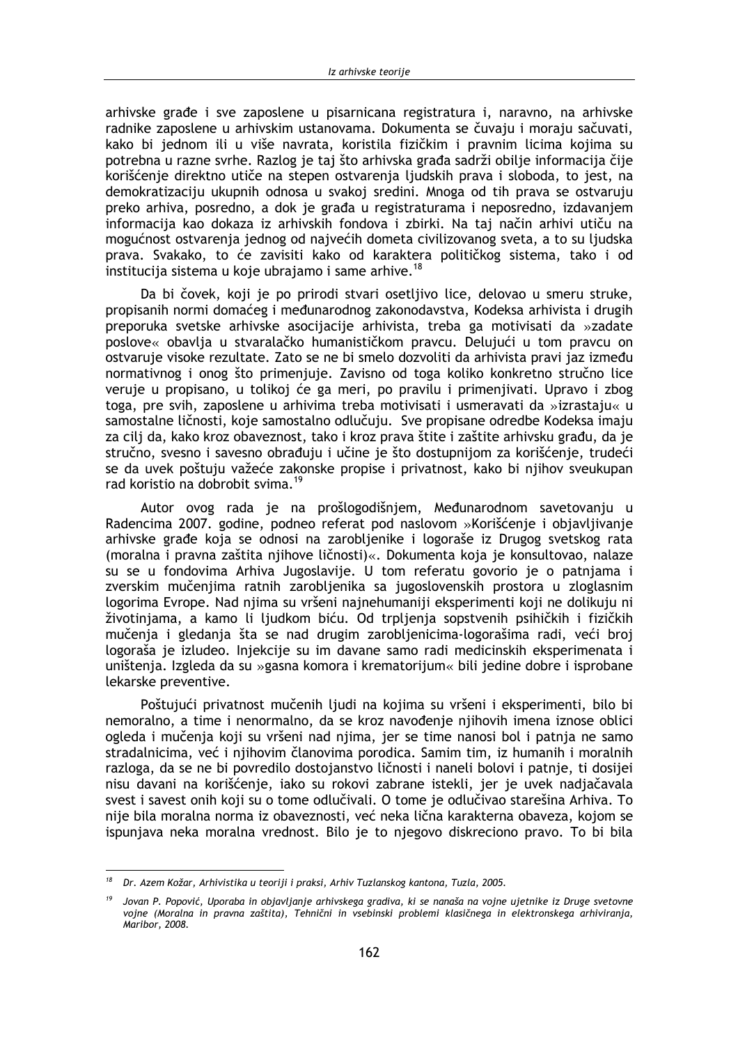arhivske građe i sve zaposlene u pisarnicana registratura i, naravno, na arhivske radnike zaposlene u arhivskim ustanovama. Dokumenta se čuvaju i moraju sačuvati, kako bi jednom ili u više navrata, koristila fizičkim i pravnim licima kojima su potrebna u razne svrhe. Razlog je taj što arhivska građa sadrži obilje informacija čije korišćenje direktno utiče na stepen ostvarenja ljudskih prava i sloboda, to jest, na demokratizaciju ukupnih odnosa u svakoj sredini. Mnoga od tih prava se ostvaruju preko arhiva, posredno, a dok je građa u registraturama i neposredno, izdavanjem informacija kao dokaza iz arhivskih fondova i zbirki. Na taj način arhivi utiču na mogućnost ostvarenja jednog od najvećih dometa civilizovanog sveta, a to su ljudska prava. Svakako, to će zavisiti kako od karaktera političkog sistema, tako i od institucija sistema u koje ubrajamo i same arhive.[18]

Da bi čovek, koji je po prirodi stvari osetljivo lice, delovao u smeru struke, propisanih normi domaćeg i međunarodnog zakonodavstva, Kodeksa arhivista i drugih preporuka svetske arhivske asocijacije arhivista, treba ga motivisati da »zadate poslove« obavlja u stvaralačko humanističkom pravcu. Delujući u tom pravcu on ostvaruje visoke rezultate. Zato se ne bi smelo dozvoliti da arhivista pravi jaz između normativnog i onog što primenjuje. Zavisno od toga koliko konkretno stručno lice veruje u propisano, u tolikoj će ga meri, po pravilu i primenjivati. Upravo i zbog toga, pre svih, zaposlene u arhivima treba motivisati i usmeravati da »izrastaju« u samostalne ličnosti, koje samostalno odlučuju. Sve propisane odredbe Kodeksa imaju za cilj da, kako kroz obaveznost, tako i kroz prava štite i zaštite arhivsku građu, da je stručno, svesno i savesno obrađuju i učine je što dostupnijom za korišćenje, trudeći se da uvek poštuju važeće zakonske propise i privatnost, kako bi njihov sveukupan rad koristio na dobrobit svima.[19]

Autor ovog rada je na prošlogodišnjem, Međunarodnom savetovanju u Radencima 2007. godine, podneo referat pod naslovom »Korišćenje i objavljivanje arhivske građe koja se odnosi na zarobljenike i logoraše iz Drugog svetskog rata (moralna i pravna zaštita njihove ličnosti)«. Dokumenta koja je konsultovao, nalaze su se u fondovima Arhiva Jugoslavije. U tom referatu govorio je o patnjama i zverskim mučenjima ratnih zarobljenika sa jugoslovenskih prostora u zloglasnim logorima Evrope. Nad njima su vršeni najnehumaniji eksperimenti koji ne dolikuju ni životinjama, a kamo li ljudkom biću. Od trpljenja sopstvenih psihičkih i fizičkih mučenja i gledanja šta se nad drugim zarobljenicima-logorašima radi, veći broj logoraša je izludeo. Injekcije su im davane samo radi medicinskih eksperimenata i uništenja. Izgleda da su »gasna komora i krematorijum« bili jedine dobre i isprobane lekarske preventive.

Poštujući privatnost mučenih ljudi na kojima su vršeni i eksperimenti, bilo bi nemoralno, a time i nenormalno, da se kroz navođenje njihovih imena iznose oblici ogleda i mučenja koji su vršeni nad njima, jer se time nanosi bol i patnja ne samo stradalnicima, već i njihovim članovima porodica. Samim tim, iz humanih i moralnih razloga, da se ne bi povredilo dostojanstvo ličnosti i naneli bolovi i patnje, ti dosijei nisu davani na korišćenje, iako su rokovi zabrane istekli, jer je uvek nadjačavala svest i savest onih koji su o tome odlučivali. O tome je odlučivao starešina Arhiva. To nije bila moralna norma iz obaveznosti, već neka lična karakterna obaveza, kojom se ispunjava neka moralna vrednost. Bilo je to njegovo diskreciono pravo. To bi bila

---

[18] *Dr. Azem Kožar, Arhivistika u teoriji i praksi, Arhiv Tuzlanskog kantona, Tuzla, 2005.*

[19] *Jovan P. Popović, Uporaba in objavljanje arhivskega gradiva, ki se nanaša na vojne ujetnike iz Druge svetovne vojne (Moralna in pravna zaštita), Tehnični in vsebinski problemi klasičnega in elektronskega arhiviranja, Maribor, 2008.*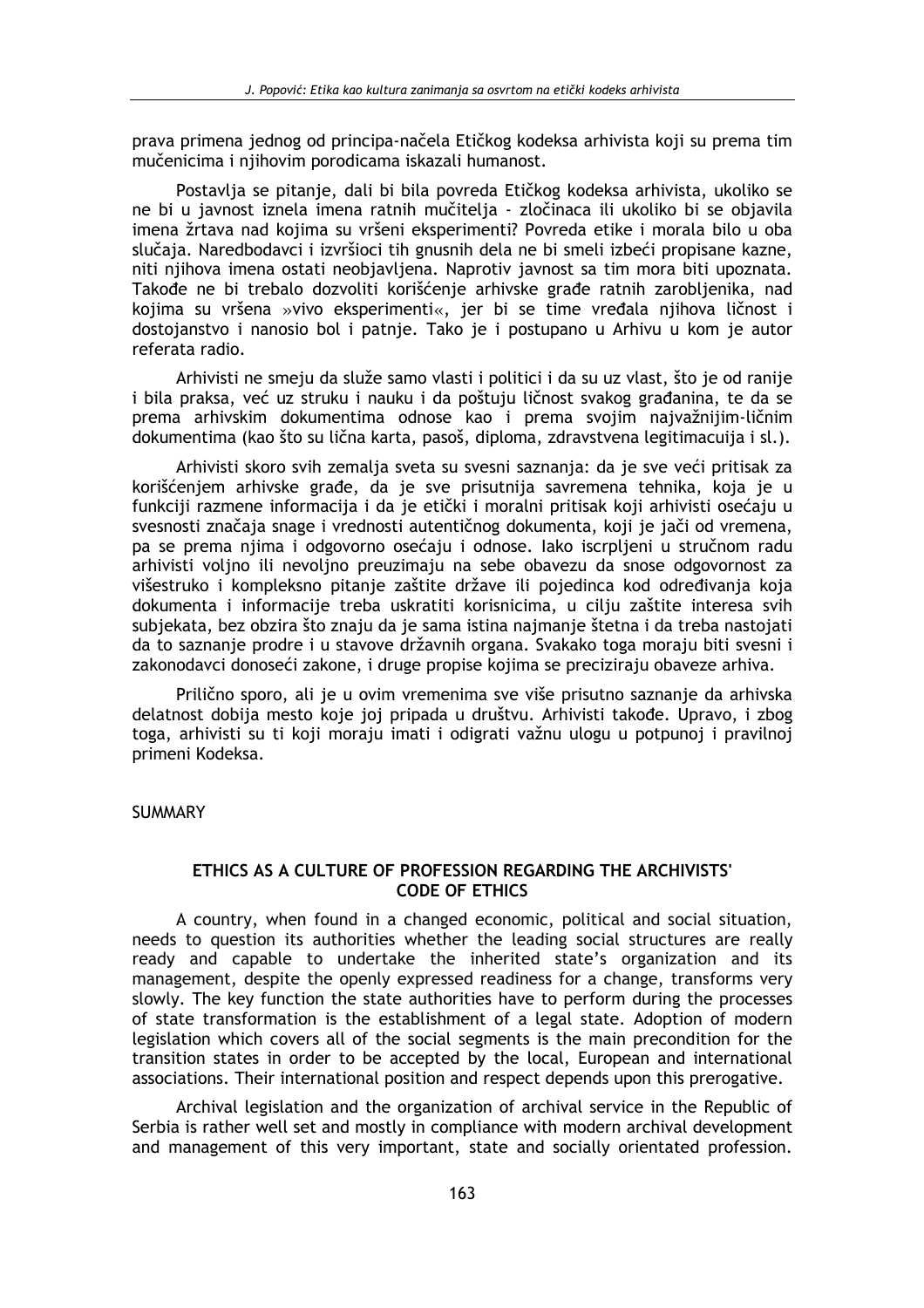prava primena jednog od principa-načela Etičkog kodeksa arhivista koji su prema tim mučenicima i njihovim porodicama iskazali humanost.

Postavlja se pitanje, dali bi bila povreda Etičkog kodeksa arhivista, ukoliko se ne bi u javnost iznela imena ratnih mučitelja - zločinaca ili ukoliko bi se objavila imena žrtava nad kojima su vršeni eksperimenti? Povreda etike i morala bilo u oba slučaja. Naredbodavci i izvršioci tih gnusnih dela ne bi smeli izbeći propisane kazne, niti njihova imena ostati neobjavljena. Naprotiv javnost sa tim mora biti upoznata. Takođe ne bi trebalo dozvoliti korišćenje arhivske građe ratnih zarobljenika, nad kojima su vršena »vivo eksperimenti«, jer bi se time vređala njihova ličnost i dostojanstvo i nanosio bol i patnje. Tako je i postupano u Arhivu u kom je autor referata radio.

Arhivisti ne smeju da služe samo vlasti i politici i da su uz vlast, što je od ranije i bila praksa, već uz struku i nauku i da poštuju ličnost svakog građanina, te da se prema arhivskim dokumentima odnose kao i prema svojim najvažnijim-ličnim dokumentima (kao što su lična karta, pasoš, diploma, zdravstvena legitimacuija i sl.).

Arhivisti skoro svih zemalja sveta su svesni saznanja: da je sve veći pritisak za korišćenjem arhivske građe, da je sve prisutnija savremena tehnika, koja je u funkciji razmene informacija i da je etički i moralni pritisak koji arhivisti osećaju u svesnosti značaja snage i vrednosti autentičnog dokumenta, koji je jači od vremena, pa se prema njima i odgovorno osećaju i odnose. Iako iscrpljeni u stručnom radu arhivisti voljno ili nevoljno preuzimaju na sebe obavezu da snose odgovornost za višestruko i kompleksno pitanje zaštite države ili pojedinca kod određivanja koja dokumenta i informacije treba uskratiti korisnicima, u cilju zaštite interesa svih subjekata, bez obzira što znaju da je sama istina najmanje štetna i da treba nastojati da to saznanje prodre i u stavove državnih organa. Svakako toga moraju biti svesni i zakonodavci donoseći zakone, i druge propise kojima se preciziraju obaveze arhiva.

Prilično sporo, ali je u ovim vremenima sve više prisutno saznanje da arhivska delatnost dobija mesto koje joj pripada u društvu. Arhivisti takođe. Upravo, i zbog toga, arhivisti su ti koji moraju imati i odigrati važnu ulogu u potpunoj i pravilnoj primeni Kodeksa.

SUMMARY

## ETHICS AS A CULTURE OF PROFESSION REGARDING THE ARCHIVISTS' CODE OF ETHICS

A country, when found in a changed economic, political and social situation, needs to question its authorities whether the leading social structures are really ready and capable to undertake the inherited state's organization and its management, despite the openly expressed readiness for a change, transforms very slowly. The key function the state authorities have to perform during the processes of state transformation is the establishment of a legal state. Adoption of modern legislation which covers all of the social segments is the main precondition for the transition states in order to be accepted by the local, European and international associations. Their international position and respect depends upon this prerogative.

Archival legislation and the organization of archival service in the Republic of Serbia is rather well set and mostly in compliance with modern archival development and management of this very important, state and socially orientated profession.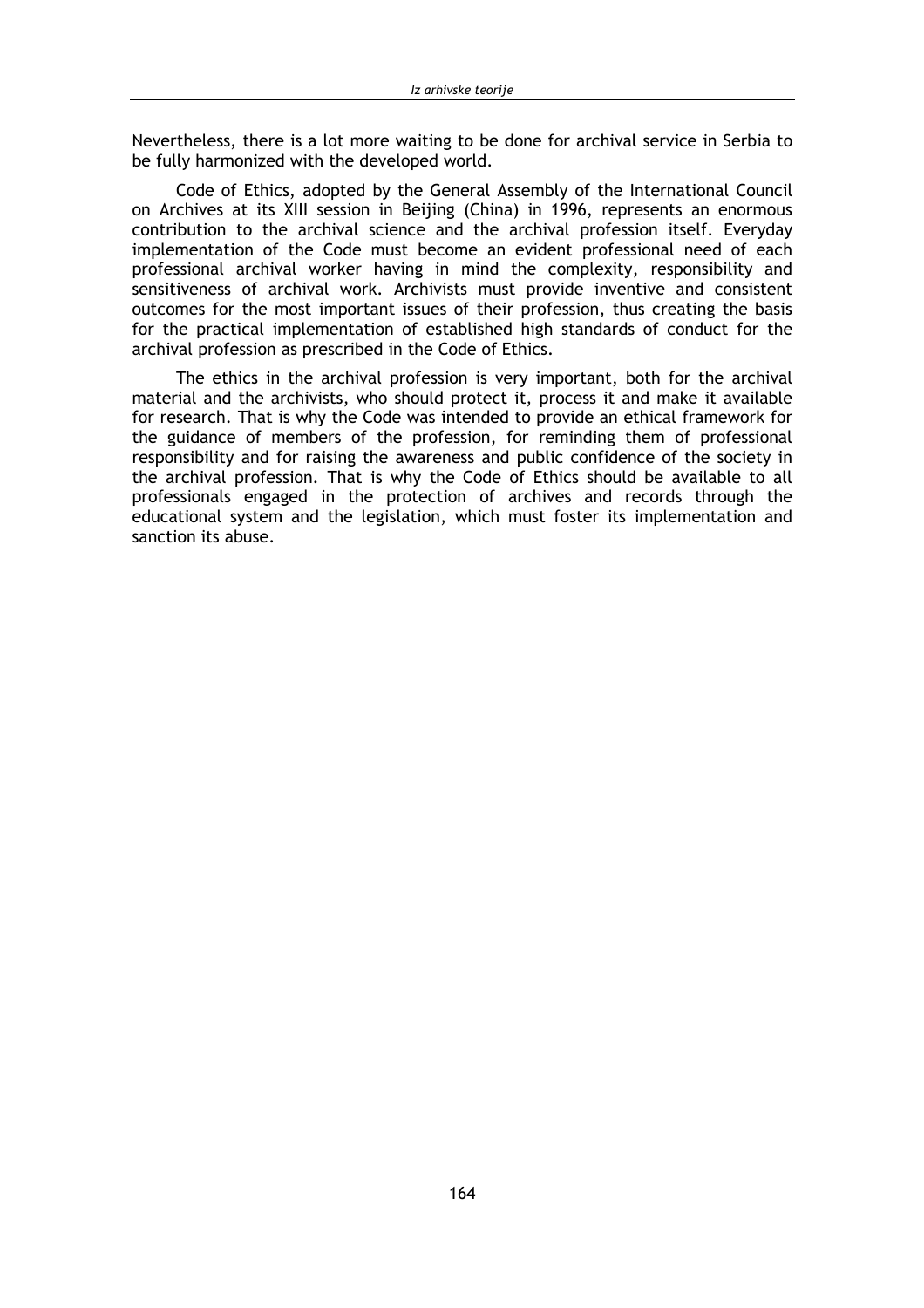Nevertheless, there is a lot more waiting to be done for archival service in Serbia to be fully harmonized with the developed world.

Code of Ethics, adopted by the General Assembly of the International Council on Archives at its XIII session in Beijing (China) in 1996, represents an enormous contribution to the archival science and the archival profession itself. Everyday implementation of the Code must become an evident professional need of each professional archival worker having in mind the complexity, responsibility and sensitiveness of archival work. Archivists must provide inventive and consistent outcomes for the most important issues of their profession, thus creating the basis for the practical implementation of established high standards of conduct for the archival profession as prescribed in the Code of Ethics.

The ethics in the archival profession is very important, both for the archival material and the archivists, who should protect it, process it and make it available for research. That is why the Code was intended to provide an ethical framework for the guidance of members of the profession, for reminding them of professional responsibility and for raising the awareness and public confidence of the society in the archival profession. That is why the Code of Ethics should be available to all professionals engaged in the protection of archives and records through the educational system and the legislation, which must foster its implementation and sanction its abuse.